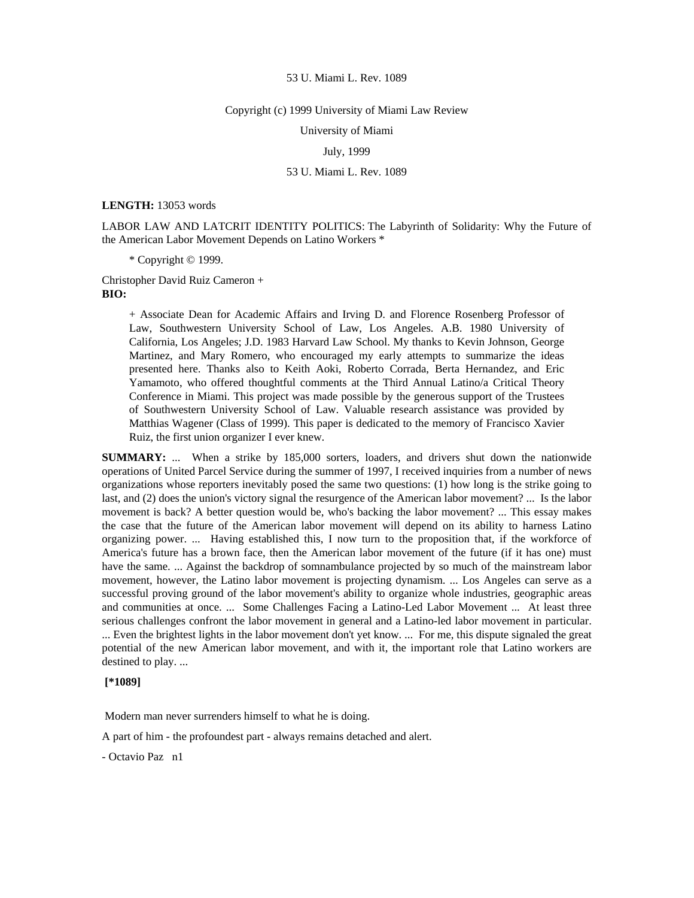53 U. Miami L. Rev. 1089

Copyright (c) 1999 University of Miami Law Review

University of Miami

July, 1999

53 U. Miami L. Rev. 1089

**LENGTH:** 13053 words

LABOR LAW AND LATCRIT IDENTITY POLITICS: The Labyrinth of Solidarity: Why the Future of the American Labor Movement Depends on Latino Workers *

* Copyright © 1999.

Christopher David Ruiz Cameron +

**BIO:**

+ Associate Dean for Academic Affairs and Irving D. and Florence Rosenberg Professor of Law, Southwestern University School of Law, Los Angeles. A.B. 1980 University of California, Los Angeles; J.D. 1983 Harvard Law School. My thanks to Kevin Johnson, George Martinez, and Mary Romero, who encouraged my early attempts to summarize the ideas presented here. Thanks also to Keith Aoki, Roberto Corrada, Berta Hernandez, and Eric Yamamoto, who offered thoughtful comments at the Third Annual Latino/a Critical Theory Conference in Miami. This project was made possible by the generous support of the Trustees of Southwestern University School of Law. Valuable research assistance was provided by Matthias Wagener (Class of 1999). This paper is dedicated to the memory of Francisco Xavier Ruiz, the first union organizer I ever knew.

**SUMMARY:** ... When a strike by 185,000 sorters, loaders, and drivers shut down the nationwide operations of United Parcel Service during the summer of 1997, I received inquiries from a number of news organizations whose reporters inevitably posed the same two questions: (1) how long is the strike going to last, and (2) does the union's victory signal the resurgence of the American labor movement? ... Is the labor movement is back? A better question would be, who's backing the labor movement? ... This essay makes the case that the future of the American labor movement will depend on its ability to harness Latino organizing power. ... Having established this, I now turn to the proposition that, if the workforce of America's future has a brown face, then the American labor movement of the future (if it has one) must have the same. ... Against the backdrop of somnambulance projected by so much of the mainstream labor movement, however, the Latino labor movement is projecting dynamism. ... Los Angeles can serve as a successful proving ground of the labor movement's ability to organize whole industries, geographic areas and communities at once. ... Some Challenges Facing a Latino-Led Labor Movement ... At least three serious challenges confront the labor movement in general and a Latino-led labor movement in particular. ... Even the brightest lights in the labor movement don't yet know. ... For me, this dispute signaled the great potential of the new American labor movement, and with it, the important role that Latino workers are destined to play. ...

**[*1089]**

Modern man never surrenders himself to what he is doing.

A part of him - the profoundest part - always remains detached and alert.

- Octavio Paz n1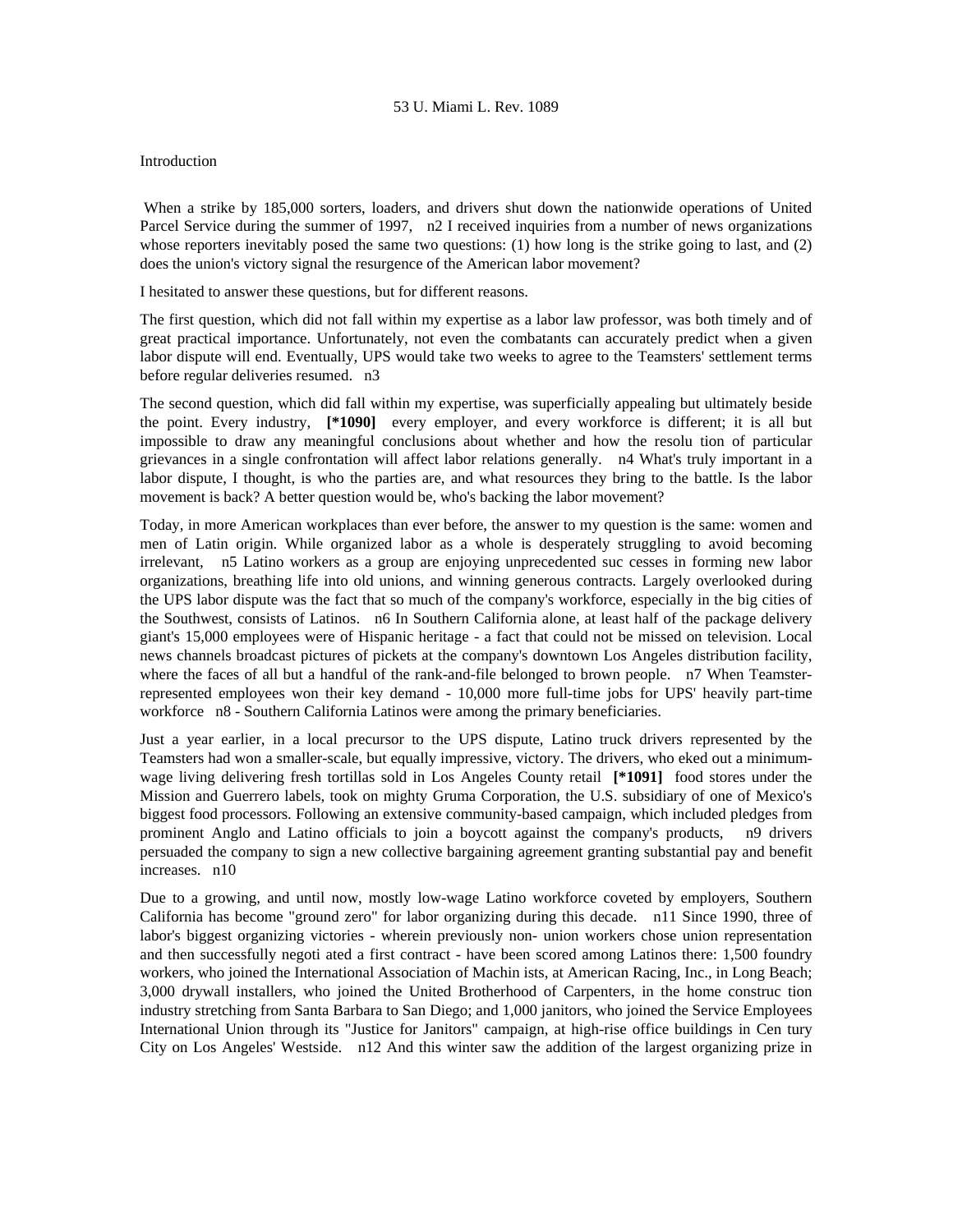## Introduction

When a strike by 185,000 sorters, loaders, and drivers shut down the nationwide operations of United Parcel Service during the summer of 1997, n2 I received inquiries from a number of news organizations whose reporters inevitably posed the same two questions: (1) how long is the strike going to last, and (2) does the union's victory signal the resurgence of the American labor movement?

I hesitated to answer these questions, but for different reasons.

The first question, which did not fall within my expertise as a labor law professor, was both timely and of great practical importance. Unfortunately, not even the combatants can accurately predict when a given labor dispute will end. Eventually, UPS would take two weeks to agree to the Teamsters' settlement terms before regular deliveries resumed. n3

The second question, which did fall within my expertise, was superficially appealing but ultimately beside the point. Every industry, **[*1090]** every employer, and every workforce is different; it is all but impossible to draw any meaningful conclusions about whether and how the resolu tion of particular grievances in a single confrontation will affect labor relations generally. n4 What's truly important in a labor dispute, I thought, is who the parties are, and what resources they bring to the battle. Is the labor movement is back? A better question would be, who's backing the labor movement?

Today, in more American workplaces than ever before, the answer to my question is the same: women and men of Latin origin. While organized labor as a whole is desperately struggling to avoid becoming irrelevant, n5 Latino workers as a group are enjoying unprecedented suc cesses in forming new labor organizations, breathing life into old unions, and winning generous contracts. Largely overlooked during the UPS labor dispute was the fact that so much of the company's workforce, especially in the big cities of the Southwest, consists of Latinos. n6 In Southern California alone, at least half of the package delivery giant's 15,000 employees were of Hispanic heritage - a fact that could not be missed on television. Local news channels broadcast pictures of pickets at the company's downtown Los Angeles distribution facility, where the faces of all but a handful of the rank-and-file belonged to brown people. n7 When Teamster-represented employees won their key demand - 10,000 more full-time jobs for UPS' heavily part-time workforce n8 - Southern California Latinos were among the primary beneficiaries.

Just a year earlier, in a local precursor to the UPS dispute, Latino truck drivers represented by the Teamsters had won a smaller-scale, but equally impressive, victory. The drivers, who eked out a minimum-wage living delivering fresh tortillas sold in Los Angeles County retail **[*1091]** food stores under the Mission and Guerrero labels, took on mighty Gruma Corporation, the U.S. subsidiary of one of Mexico's biggest food processors. Following an extensive community-based campaign, which included pledges from prominent Anglo and Latino officials to join a boycott against the company's products, n9 drivers persuaded the company to sign a new collective bargaining agreement granting substantial pay and benefit increases. n10

Due to a growing, and until now, mostly low-wage Latino workforce coveted by employers, Southern California has become "ground zero" for labor organizing during this decade. n11 Since 1990, three of labor's biggest organizing victories - wherein previously non- union workers chose union representation and then successfully negoti ated a first contract - have been scored among Latinos there: 1,500 foundry workers, who joined the International Association of Machin ists, at American Racing, Inc., in Long Beach; 3,000 drywall installers, who joined the United Brotherhood of Carpenters, in the home construc tion industry stretching from Santa Barbara to San Diego; and 1,000 janitors, who joined the Service Employees International Union through its "Justice for Janitors" campaign, at high-rise office buildings in Cen tury City on Los Angeles' Westside. n12 And this winter saw the addition of the largest organizing prize in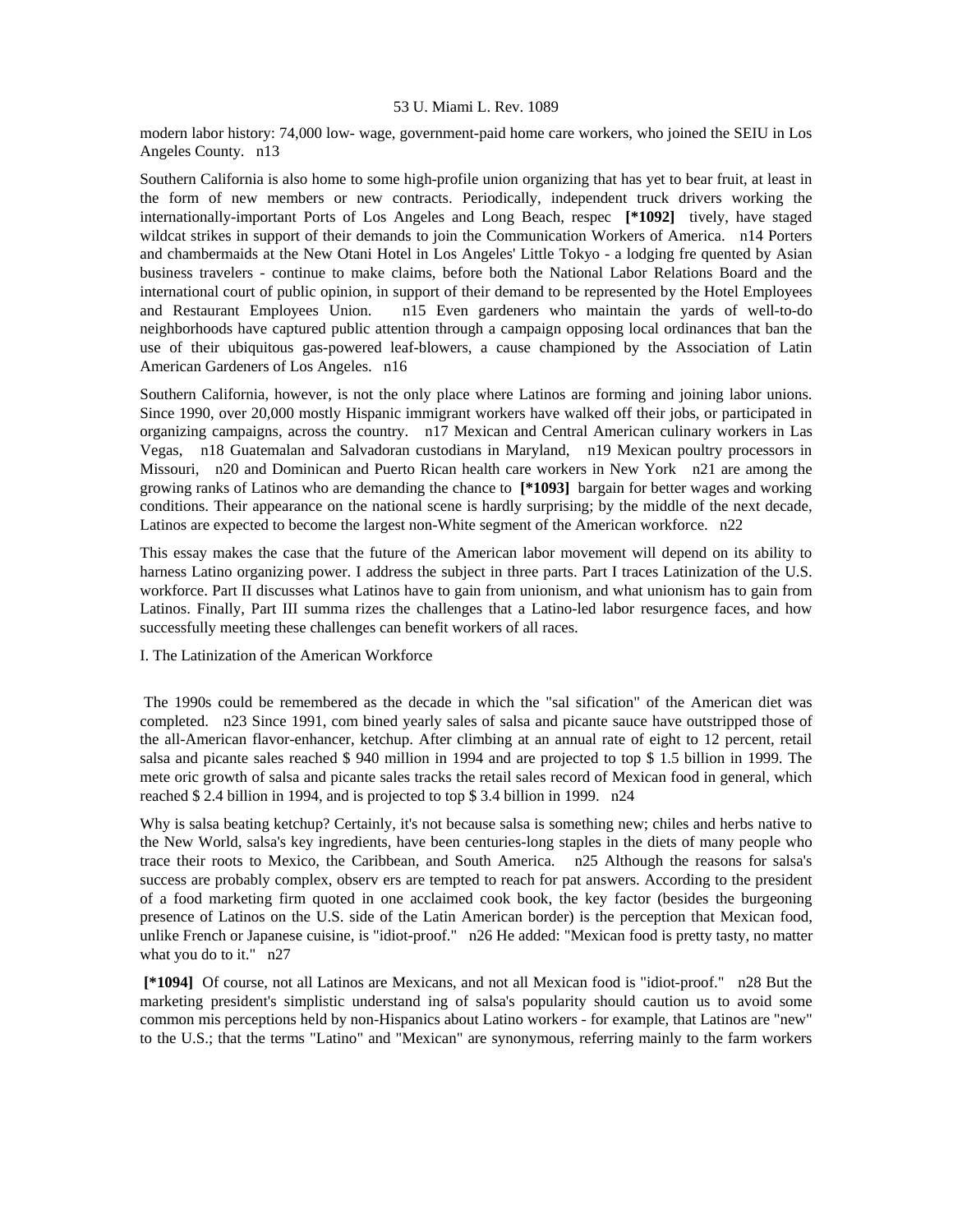modern labor history: 74,000 low- wage, government-paid home care workers, who joined the SEIU in Los Angeles County. n13

Southern California is also home to some high-profile union organizing that has yet to bear fruit, at least in the form of new members or new contracts. Periodically, independent truck drivers working the internationally-important Ports of Los Angeles and Long Beach, respec **[*1092]** tively, have staged wildcat strikes in support of their demands to join the Communication Workers of America. n14 Porters and chambermaids at the New Otani Hotel in Los Angeles' Little Tokyo - a lodging fre quented by Asian business travelers - continue to make claims, before both the National Labor Relations Board and the international court of public opinion, in support of their demand to be represented by the Hotel Employees and Restaurant Employees Union. n15 Even gardeners who maintain the yards of well-to-do neighborhoods have captured public attention through a campaign opposing local ordinances that ban the use of their ubiquitous gas-powered leaf-blowers, a cause championed by the Association of Latin American Gardeners of Los Angeles. n16

Southern California, however, is not the only place where Latinos are forming and joining labor unions. Since 1990, over 20,000 mostly Hispanic immigrant workers have walked off their jobs, or participated in organizing campaigns, across the country. n17 Mexican and Central American culinary workers in Las Vegas, n18 Guatemalan and Salvadoran custodians in Maryland, n19 Mexican poultry processors in Missouri, n20 and Dominican and Puerto Rican health care workers in New York n21 are among the growing ranks of Latinos who are demanding the chance to **[*1093]** bargain for better wages and working conditions. Their appearance on the national scene is hardly surprising; by the middle of the next decade, Latinos are expected to become the largest non-White segment of the American workforce. n22

This essay makes the case that the future of the American labor movement will depend on its ability to harness Latino organizing power. I address the subject in three parts. Part I traces Latinization of the U.S. workforce. Part II discusses what Latinos have to gain from unionism, and what unionism has to gain from Latinos. Finally, Part III summa rizes the challenges that a Latino-led labor resurgence faces, and how successfully meeting these challenges can benefit workers of all races.

I. The Latinization of the American Workforce

The 1990s could be remembered as the decade in which the "sal sification" of the American diet was completed. n23 Since 1991, com bined yearly sales of salsa and picante sauce have outstripped those of the all-American flavor-enhancer, ketchup. After climbing at an annual rate of eight to 12 percent, retail salsa and picante sales reached $ 940 million in 1994 and are projected to top $ 1.5 billion in 1999. The mete oric growth of salsa and picante sales tracks the retail sales record of Mexican food in general, which reached $ 2.4 billion in 1994, and is projected to top $ 3.4 billion in 1999. n24

Why is salsa beating ketchup? Certainly, it's not because salsa is something new; chiles and herbs native to the New World, salsa's key ingredients, have been centuries-long staples in the diets of many people who trace their roots to Mexico, the Caribbean, and South America. n25 Although the reasons for salsa's success are probably complex, observ ers are tempted to reach for pat answers. According to the president of a food marketing firm quoted in one acclaimed cook book, the key factor (besides the burgeoning presence of Latinos on the U.S. side of the Latin American border) is the perception that Mexican food, unlike French or Japanese cuisine, is "idiot-proof." n26 He added: "Mexican food is pretty tasty, no matter what you do to it." n27

**[*1094]** Of course, not all Latinos are Mexicans, and not all Mexican food is "idiot-proof." n28 But the marketing president's simplistic understand ing of salsa's popularity should caution us to avoid some common mis perceptions held by non-Hispanics about Latino workers - for example, that Latinos are "new" to the U.S.; that the terms "Latino" and "Mexican" are synonymous, referring mainly to the farm workers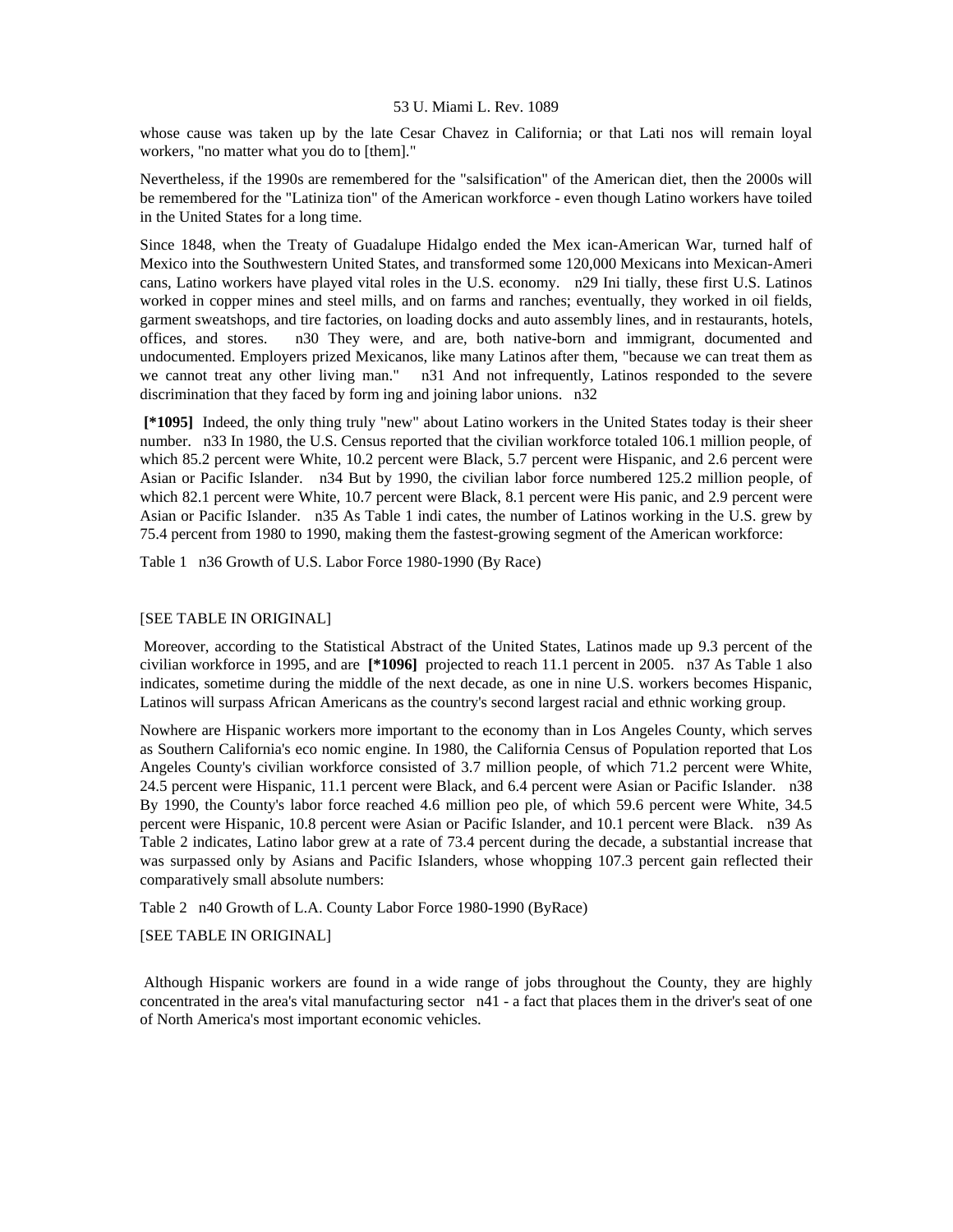whose cause was taken up by the late Cesar Chavez in California; or that Lati nos will remain loyal workers, "no matter what you do to [them]."

Nevertheless, if the 1990s are remembered for the "salsification" of the American diet, then the 2000s will be remembered for the "Latiniza tion" of the American workforce - even though Latino workers have toiled in the United States for a long time.

Since 1848, when the Treaty of Guadalupe Hidalgo ended the Mex ican-American War, turned half of Mexico into the Southwestern United States, and transformed some 120,000 Mexicans into Mexican-Ameri cans, Latino workers have played vital roles in the U.S. economy. n29 Ini tially, these first U.S. Latinos worked in copper mines and steel mills, and on farms and ranches; eventually, they worked in oil fields, garment sweatshops, and tire factories, on loading docks and auto assembly lines, and in restaurants, hotels, offices, and stores. n30 They were, and are, both native-born and immigrant, documented and undocumented. Employers prized Mexicanos, like many Latinos after them, "because we can treat them as we cannot treat any other living man." n31 And not infrequently, Latinos responded to the severe discrimination that they faced by form ing and joining labor unions. n32

**[*1095]** Indeed, the only thing truly "new" about Latino workers in the United States today is their sheer number. n33 In 1980, the U.S. Census reported that the civilian workforce totaled 106.1 million people, of which 85.2 percent were White, 10.2 percent were Black, 5.7 percent were Hispanic, and 2.6 percent were Asian or Pacific Islander. n34 But by 1990, the civilian labor force numbered 125.2 million people, of which 82.1 percent were White, 10.7 percent were Black, 8.1 percent were His panic, and 2.9 percent were Asian or Pacific Islander. n35 As Table 1 indi cates, the number of Latinos working in the U.S. grew by 75.4 percent from 1980 to 1990, making them the fastest-growing segment of the American workforce:

Table 1 n36 Growth of U.S. Labor Force 1980-1990 (By Race)

[SEE TABLE IN ORIGINAL]

Moreover, according to the Statistical Abstract of the United States, Latinos made up 9.3 percent of the civilian workforce in 1995, and are **[*1096]** projected to reach 11.1 percent in 2005. n37 As Table 1 also indicates, sometime during the middle of the next decade, as one in nine U.S. workers becomes Hispanic, Latinos will surpass African Americans as the country's second largest racial and ethnic working group.

Nowhere are Hispanic workers more important to the economy than in Los Angeles County, which serves as Southern California's eco nomic engine. In 1980, the California Census of Population reported that Los Angeles County's civilian workforce consisted of 3.7 million people, of which 71.2 percent were White, 24.5 percent were Hispanic, 11.1 percent were Black, and 6.4 percent were Asian or Pacific Islander. n38 By 1990, the County's labor force reached 4.6 million peo ple, of which 59.6 percent were White, 34.5 percent were Hispanic, 10.8 percent were Asian or Pacific Islander, and 10.1 percent were Black. n39 As Table 2 indicates, Latino labor grew at a rate of 73.4 percent during the decade, a substantial increase that was surpassed only by Asians and Pacific Islanders, whose whopping 107.3 percent gain reflected their comparatively small absolute numbers:

Table 2 n40 Growth of L.A. County Labor Force 1980-1990 (ByRace)

[SEE TABLE IN ORIGINAL]

Although Hispanic workers are found in a wide range of jobs throughout the County, they are highly concentrated in the area's vital manufacturing sector n41 - a fact that places them in the driver's seat of one of North America's most important economic vehicles.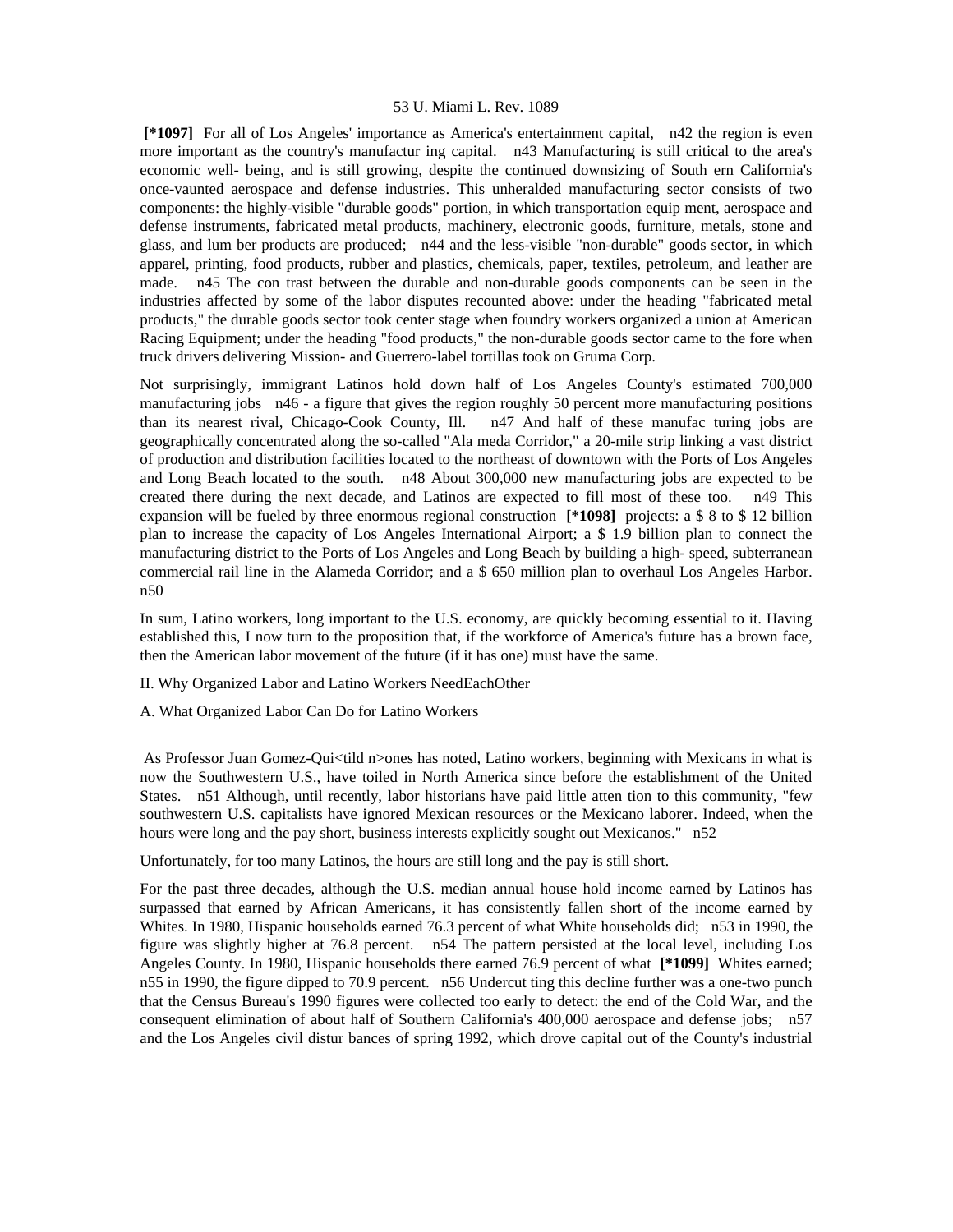[*1097] For all of Los Angeles' importance as America's entertainment capital, n42 the region is even more important as the country's manufactur ing capital. n43 Manufacturing is still critical to the area's economic well- being, and is still growing, despite the continued downsizing of South ern California's once-vaunted aerospace and defense industries. This unheralded manufacturing sector consists of two components: the highly-visible "durable goods" portion, in which transportation equip ment, aerospace and defense instruments, fabricated metal products, machinery, electronic goods, furniture, metals, stone and glass, and lum ber products are produced; n44 and the less-visible "non-durable" goods sector, in which apparel, printing, food products, rubber and plastics, chemicals, paper, textiles, petroleum, and leather are made. n45 The con trast between the durable and non-durable goods components can be seen in the industries affected by some of the labor disputes recounted above: under the heading "fabricated metal products," the durable goods sector took center stage when foundry workers organized a union at American Racing Equipment; under the heading "food products," the non-durable goods sector came to the fore when truck drivers delivering Mission- and Guerrero-label tortillas took on Gruma Corp.

Not surprisingly, immigrant Latinos hold down half of Los Angeles County's estimated 700,000 manufacturing jobs n46 - a figure that gives the region roughly 50 percent more manufacturing positions than its nearest rival, Chicago-Cook County, Ill. n47 And half of these manufac turing jobs are geographically concentrated along the so-called "Ala meda Corridor," a 20-mile strip linking a vast district of production and distribution facilities located to the northeast of downtown with the Ports of Los Angeles and Long Beach located to the south. n48 About 300,000 new manufacturing jobs are expected to be created there during the next decade, and Latinos are expected to fill most of these too. n49 This expansion will be fueled by three enormous regional construction [*1098] projects: a $ 8 to $ 12 billion plan to increase the capacity of Los Angeles International Airport; a $ 1.9 billion plan to connect the manufacturing district to the Ports of Los Angeles and Long Beach by building a high- speed, subterranean commercial rail line in the Alameda Corridor; and a $ 650 million plan to overhaul Los Angeles Harbor. n50

In sum, Latino workers, long important to the U.S. economy, are quickly becoming essential to it. Having established this, I now turn to the proposition that, if the workforce of America's future has a brown face, then the American labor movement of the future (if it has one) must have the same.

## II. Why Organized Labor and Latino Workers NeedEachOther

### A. What Organized Labor Can Do for Latino Workers

As Professor Juan Gomez-Qui<tild n>ones has noted, Latino workers, beginning with Mexicans in what is now the Southwestern U.S., have toiled in North America since before the establishment of the United States. n51 Although, until recently, labor historians have paid little atten tion to this community, "few southwestern U.S. capitalists have ignored Mexican resources or the Mexicano laborer. Indeed, when the hours were long and the pay short, business interests explicitly sought out Mexicanos." n52

Unfortunately, for too many Latinos, the hours are still long and the pay is still short.

For the past three decades, although the U.S. median annual house hold income earned by Latinos has surpassed that earned by African Americans, it has consistently fallen short of the income earned by Whites. In 1980, Hispanic households earned 76.3 percent of what White households did; n53 in 1990, the figure was slightly higher at 76.8 percent. n54 The pattern persisted at the local level, including Los Angeles County. In 1980, Hispanic households there earned 76.9 percent of what [*1099] Whites earned; n55 in 1990, the figure dipped to 70.9 percent. n56 Undercut ting this decline further was a one-two punch that the Census Bureau's 1990 figures were collected too early to detect: the end of the Cold War, and the consequent elimination of about half of Southern California's 400,000 aerospace and defense jobs; n57 and the Los Angeles civil distur bances of spring 1992, which drove capital out of the County's industrial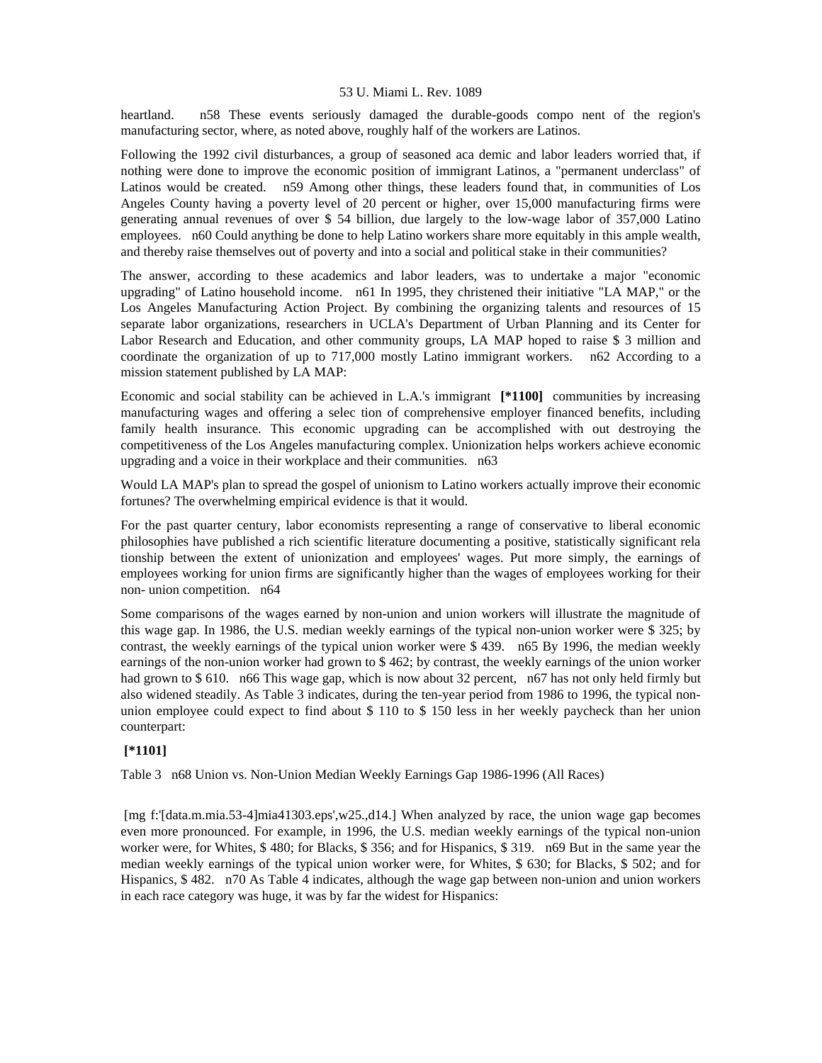heartland. n58 These events seriously damaged the durable-goods compo nent of the region's manufacturing sector, where, as noted above, roughly half of the workers are Latinos.

Following the 1992 civil disturbances, a group of seasoned aca demic and labor leaders worried that, if nothing were done to improve the economic position of immigrant Latinos, a "permanent underclass" of Latinos would be created. n59 Among other things, these leaders found that, in communities of Los Angeles County having a poverty level of 20 percent or higher, over 15,000 manufacturing firms were generating annual revenues of over $ 54 billion, due largely to the low-wage labor of 357,000 Latino employees. n60 Could anything be done to help Latino workers share more equitably in this ample wealth, and thereby raise themselves out of poverty and into a social and political stake in their communities?

The answer, according to these academics and labor leaders, was to undertake a major "economic upgrading" of Latino household income. n61 In 1995, they christened their initiative "LA MAP," or the Los Angeles Manufacturing Action Project. By combining the organizing talents and resources of 15 separate labor organizations, researchers in UCLA's Department of Urban Planning and its Center for Labor Research and Education, and other community groups, LA MAP hoped to raise $ 3 million and coordinate the organization of up to 717,000 mostly Latino immigrant workers. n62 According to a mission statement published by LA MAP:

Economic and social stability can be achieved in L.A.'s immigrant **[*1100]** communities by increasing manufacturing wages and offering a selec tion of comprehensive employer financed benefits, including family health insurance. This economic upgrading can be accomplished with out destroying the competitiveness of the Los Angeles manufacturing complex. Unionization helps workers achieve economic upgrading and a voice in their workplace and their communities. n63

Would LA MAP's plan to spread the gospel of unionism to Latino workers actually improve their economic fortunes? The overwhelming empirical evidence is that it would.

For the past quarter century, labor economists representing a range of conservative to liberal economic philosophies have published a rich scientific literature documenting a positive, statistically significant rela tionship between the extent of unionization and employees' wages. Put more simply, the earnings of employees working for union firms are significantly higher than the wages of employees working for their non- union competition. n64

Some comparisons of the wages earned by non-union and union workers will illustrate the magnitude of this wage gap. In 1986, the U.S. median weekly earnings of the typical non-union worker were $ 325; by contrast, the weekly earnings of the typical union worker were $ 439. n65 By 1996, the median weekly earnings of the non-union worker had grown to $ 462; by contrast, the weekly earnings of the union worker had grown to $ 610. n66 This wage gap, which is now about 32 percent, n67 has not only held firmly but also widened steadily. As Table 3 indicates, during the ten-year period from 1986 to 1996, the typical non-union employee could expect to find about $ 110 to $ 150 less in her weekly paycheck than her union counterpart:

**[*1101]**

Table 3 n68 Union vs. Non-Union Median Weekly Earnings Gap 1986-1996 (All Races)

[mg f:'[data.m.mia.53-4]mia41303.eps',w25.,d14.] When analyzed by race, the union wage gap becomes even more pronounced. For example, in 1996, the U.S. median weekly earnings of the typical non-union worker were, for Whites, $ 480; for Blacks, $ 356; and for Hispanics, $ 319. n69 But in the same year the median weekly earnings of the typical union worker were, for Whites, $ 630; for Blacks, $ 502; and for Hispanics, $ 482. n70 As Table 4 indicates, although the wage gap between non-union and union workers in each race category was huge, it was by far the widest for Hispanics: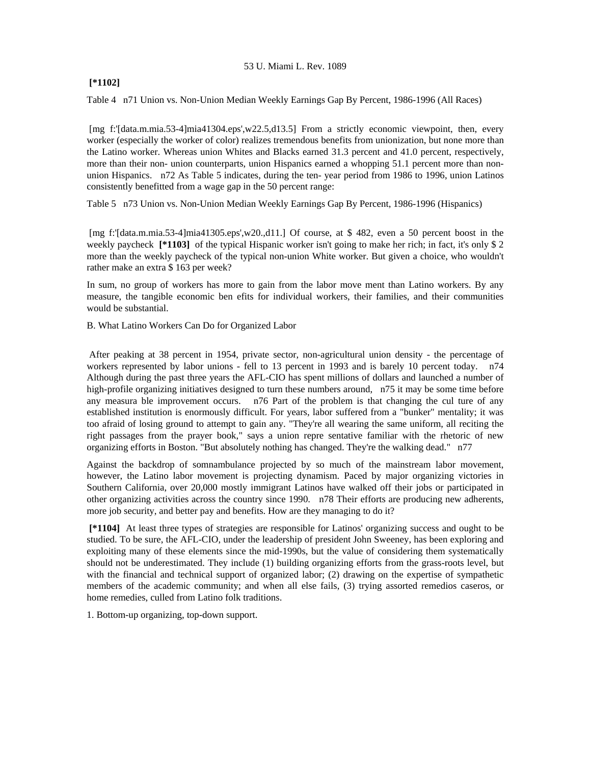**[*1102]**

Table 4 n71 Union vs. Non-Union Median Weekly Earnings Gap By Percent, 1986-1996 (All Races)

[mg f:'[data.m.mia.53-4]mia41304.eps',w22.5,d13.5] From a strictly economic viewpoint, then, every worker (especially the worker of color) realizes tremendous benefits from unionization, but none more than the Latino worker. Whereas union Whites and Blacks earned 31.3 percent and 41.0 percent, respectively, more than their non- union counterparts, union Hispanics earned a whopping 51.1 percent more than non-union Hispanics. n72 As Table 5 indicates, during the ten- year period from 1986 to 1996, union Latinos consistently benefitted from a wage gap in the 50 percent range:

Table 5 n73 Union vs. Non-Union Median Weekly Earnings Gap By Percent, 1986-1996 (Hispanics)

[mg f:'[data.m.mia.53-4]mia41305.eps',w20.,d11.] Of course, at $ 482, even a 50 percent boost in the weekly paycheck **[*1103]** of the typical Hispanic worker isn't going to make her rich; in fact, it's only $ 2 more than the weekly paycheck of the typical non-union White worker. But given a choice, who wouldn't rather make an extra $ 163 per week?

In sum, no group of workers has more to gain from the labor move ment than Latino workers. By any measure, the tangible economic ben efits for individual workers, their families, and their communities would be substantial.

B. What Latino Workers Can Do for Organized Labor

After peaking at 38 percent in 1954, private sector, non-agricultural union density - the percentage of workers represented by labor unions - fell to 13 percent in 1993 and is barely 10 percent today. n74 Although during the past three years the AFL-CIO has spent millions of dollars and launched a number of high-profile organizing initiatives designed to turn these numbers around, n75 it may be some time before any measura ble improvement occurs. n76 Part of the problem is that changing the cul ture of any established institution is enormously difficult. For years, labor suffered from a "bunker" mentality; it was too afraid of losing ground to attempt to gain any. "They're all wearing the same uniform, all reciting the right passages from the prayer book," says a union repre sentative familiar with the rhetoric of new organizing efforts in Boston. "But absolutely nothing has changed. They're the walking dead." n77

Against the backdrop of somnambulance projected by so much of the mainstream labor movement, however, the Latino labor movement is projecting dynamism. Paced by major organizing victories in Southern California, over 20,000 mostly immigrant Latinos have walked off their jobs or participated in other organizing activities across the country since 1990. n78 Their efforts are producing new adherents, more job security, and better pay and benefits. How are they managing to do it?

**[*1104]** At least three types of strategies are responsible for Latinos' organizing success and ought to be studied. To be sure, the AFL-CIO, under the leadership of president John Sweeney, has been exploring and exploiting many of these elements since the mid-1990s, but the value of considering them systematically should not be underestimated. They include (1) building organizing efforts from the grass-roots level, but with the financial and technical support of organized labor; (2) drawing on the expertise of sympathetic members of the academic community; and when all else fails, (3) trying assorted remedios caseros, or home remedies, culled from Latino folk traditions.

1. Bottom-up organizing, top-down support.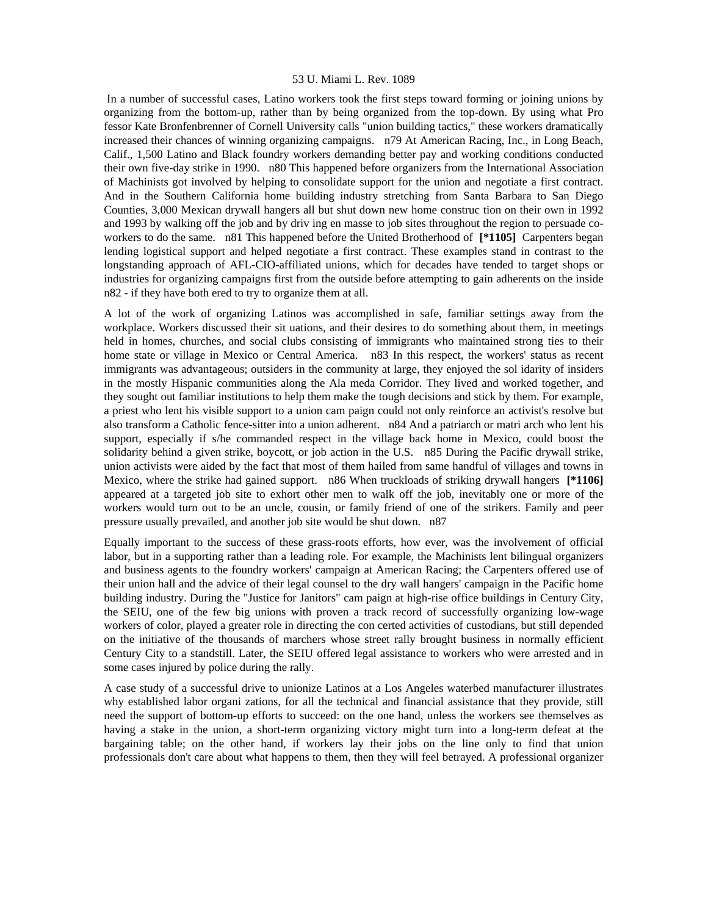In a number of successful cases, Latino workers took the first steps toward forming or joining unions by organizing from the bottom-up, rather than by being organized from the top-down. By using what Pro fessor Kate Bronfenbrenner of Cornell University calls "union building tactics," these workers dramatically increased their chances of winning organizing campaigns. n79 At American Racing, Inc., in Long Beach, Calif., 1,500 Latino and Black foundry workers demanding better pay and working conditions conducted their own five-day strike in 1990. n80 This happened before organizers from the International Association of Machinists got involved by helping to consolidate support for the union and negotiate a first contract. And in the Southern California home building industry stretching from Santa Barbara to San Diego Counties, 3,000 Mexican drywall hangers all but shut down new home construc tion on their own in 1992 and 1993 by walking off the job and by driv ing en masse to job sites throughout the region to persuade co-workers to do the same. n81 This happened before the United Brotherhood of **[*1105]** Carpenters began lending logistical support and helped negotiate a first contract. These examples stand in contrast to the longstanding approach of AFL-CIO-affiliated unions, which for decades have tended to target shops or industries for organizing campaigns first from the outside before attempting to gain adherents on the inside n82 - if they have both ered to try to organize them at all.

A lot of the work of organizing Latinos was accomplished in safe, familiar settings away from the workplace. Workers discussed their sit uations, and their desires to do something about them, in meetings held in homes, churches, and social clubs consisting of immigrants who maintained strong ties to their home state or village in Mexico or Central America. n83 In this respect, the workers' status as recent immigrants was advantageous; outsiders in the community at large, they enjoyed the sol idarity of insiders in the mostly Hispanic communities along the Ala meda Corridor. They lived and worked together, and they sought out familiar institutions to help them make the tough decisions and stick by them. For example, a priest who lent his visible support to a union cam paign could not only reinforce an activist's resolve but also transform a Catholic fence-sitter into a union adherent. n84 And a patriarch or matri arch who lent his support, especially if s/he commanded respect in the village back home in Mexico, could boost the solidarity behind a given strike, boycott, or job action in the U.S. n85 During the Pacific drywall strike, union activists were aided by the fact that most of them hailed from same handful of villages and towns in Mexico, where the strike had gained support. n86 When truckloads of striking drywall hangers **[*1106]** appeared at a targeted job site to exhort other men to walk off the job, inevitably one or more of the workers would turn out to be an uncle, cousin, or family friend of one of the strikers. Family and peer pressure usually prevailed, and another job site would be shut down. n87

Equally important to the success of these grass-roots efforts, how ever, was the involvement of official labor, but in a supporting rather than a leading role. For example, the Machinists lent bilingual organizers and business agents to the foundry workers' campaign at American Racing; the Carpenters offered use of their union hall and the advice of their legal counsel to the dry wall hangers' campaign in the Pacific home building industry. During the "Justice for Janitors" cam paign at high-rise office buildings in Century City, the SEIU, one of the few big unions with proven a track record of successfully organizing low-wage workers of color, played a greater role in directing the con certed activities of custodians, but still depended on the initiative of the thousands of marchers whose street rally brought business in normally efficient Century City to a standstill. Later, the SEIU offered legal assistance to workers who were arrested and in some cases injured by police during the rally.

A case study of a successful drive to unionize Latinos at a Los Angeles waterbed manufacturer illustrates why established labor organi zations, for all the technical and financial assistance that they provide, still need the support of bottom-up efforts to succeed: on the one hand, unless the workers see themselves as having a stake in the union, a short-term organizing victory might turn into a long-term defeat at the bargaining table; on the other hand, if workers lay their jobs on the line only to find that union professionals don't care about what happens to them, then they will feel betrayed. A professional organizer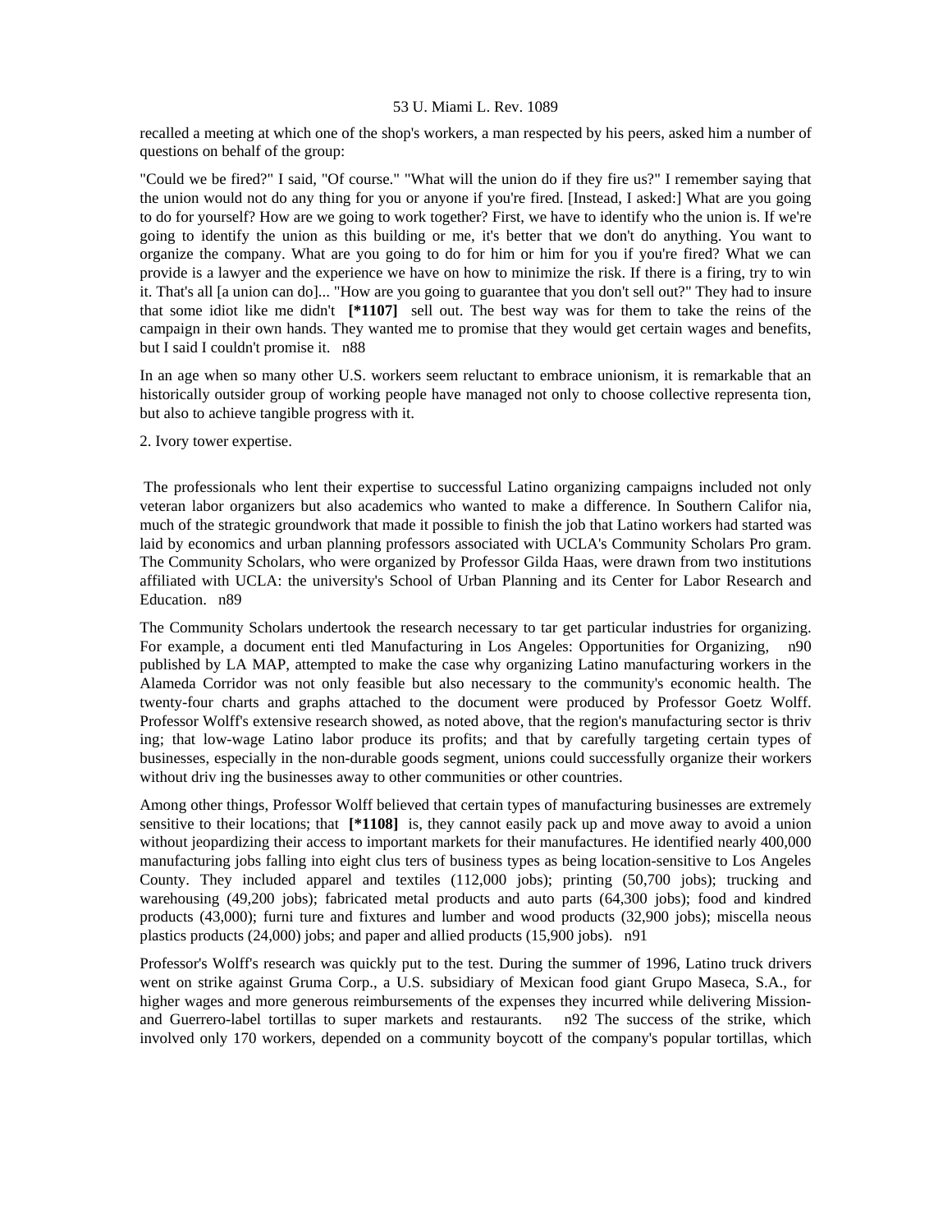recalled a meeting at which one of the shop's workers, a man respected by his peers, asked him a number of questions on behalf of the group:

"Could we be fired?" I said, "Of course." "What will the union do if they fire us?" I remember saying that the union would not do any thing for you or anyone if you're fired. [Instead, I asked:] What are you going to do for yourself? How are we going to work together? First, we have to identify who the union is. If we're going to identify the union as this building or me, it's better that we don't do anything. You want to organize the company. What are you going to do for him or him for you if you're fired? What we can provide is a lawyer and the experience we have on how to minimize the risk. If there is a firing, try to win it. That's all [a union can do]... "How are you going to guarantee that you don't sell out?" They had to insure that some idiot like me didn't **[*1107]** sell out. The best way was for them to take the reins of the campaign in their own hands. They wanted me to promise that they would get certain wages and benefits, but I said I couldn't promise it. n88

In an age when so many other U.S. workers seem reluctant to embrace unionism, it is remarkable that an historically outsider group of working people have managed not only to choose collective representa tion, but also to achieve tangible progress with it.

2. Ivory tower expertise.

The professionals who lent their expertise to successful Latino organizing campaigns included not only veteran labor organizers but also academics who wanted to make a difference. In Southern Califor nia, much of the strategic groundwork that made it possible to finish the job that Latino workers had started was laid by economics and urban planning professors associated with UCLA's Community Scholars Pro gram. The Community Scholars, who were organized by Professor Gilda Haas, were drawn from two institutions affiliated with UCLA: the university's School of Urban Planning and its Center for Labor Research and Education. n89

The Community Scholars undertook the research necessary to tar get particular industries for organizing. For example, a document enti tled Manufacturing in Los Angeles: Opportunities for Organizing, n90 published by LA MAP, attempted to make the case why organizing Latino manufacturing workers in the Alameda Corridor was not only feasible but also necessary to the community's economic health. The twenty-four charts and graphs attached to the document were produced by Professor Goetz Wolff. Professor Wolff's extensive research showed, as noted above, that the region's manufacturing sector is thriv ing; that low-wage Latino labor produce its profits; and that by carefully targeting certain types of businesses, especially in the non-durable goods segment, unions could successfully organize their workers without driv ing the businesses away to other communities or other countries.

Among other things, Professor Wolff believed that certain types of manufacturing businesses are extremely sensitive to their locations; that **[*1108]** is, they cannot easily pack up and move away to avoid a union without jeopardizing their access to important markets for their manufactures. He identified nearly 400,000 manufacturing jobs falling into eight clus ters of business types as being location-sensitive to Los Angeles County. They included apparel and textiles (112,000 jobs); printing (50,700 jobs); trucking and warehousing (49,200 jobs); fabricated metal products and auto parts (64,300 jobs); food and kindred products (43,000); furni ture and fixtures and lumber and wood products (32,900 jobs); miscella neous plastics products (24,000) jobs; and paper and allied products (15,900 jobs). n91

Professor's Wolff's research was quickly put to the test. During the summer of 1996, Latino truck drivers went on strike against Gruma Corp., a U.S. subsidiary of Mexican food giant Grupo Maseca, S.A., for higher wages and more generous reimbursements of the expenses they incurred while delivering Mission- and Guerrero-label tortillas to super markets and restaurants. n92 The success of the strike, which involved only 170 workers, depended on a community boycott of the company's popular tortillas, which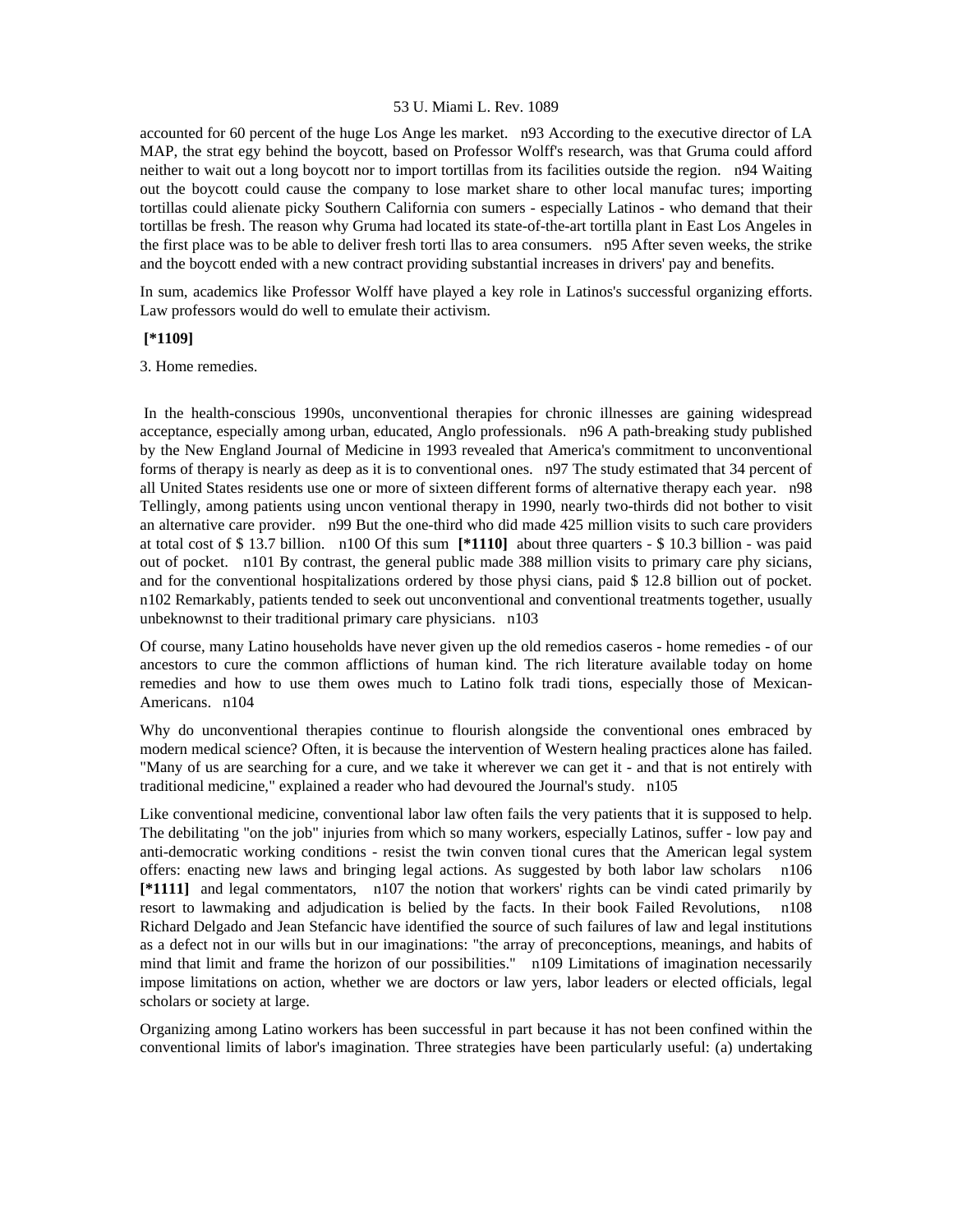accounted for 60 percent of the huge Los Ange les market. n93 According to the executive director of LA MAP, the strat egy behind the boycott, based on Professor Wolff's research, was that Gruma could afford neither to wait out a long boycott nor to import tortillas from its facilities outside the region. n94 Waiting out the boycott could cause the company to lose market share to other local manufac tures; importing tortillas could alienate picky Southern California con sumers - especially Latinos - who demand that their tortillas be fresh. The reason why Gruma had located its state-of-the-art tortilla plant in East Los Angeles in the first place was to be able to deliver fresh torti llas to area consumers. n95 After seven weeks, the strike and the boycott ended with a new contract providing substantial increases in drivers' pay and benefits.

In sum, academics like Professor Wolff have played a key role in Latinos's successful organizing efforts. Law professors would do well to emulate their activism.

**[*1109]**

3. Home remedies.

In the health-conscious 1990s, unconventional therapies for chronic illnesses are gaining widespread acceptance, especially among urban, educated, Anglo professionals. n96 A path-breaking study published by the New England Journal of Medicine in 1993 revealed that America's commitment to unconventional forms of therapy is nearly as deep as it is to conventional ones. n97 The study estimated that 34 percent of all United States residents use one or more of sixteen different forms of alternative therapy each year. n98 Tellingly, among patients using uncon ventional therapy in 1990, nearly two-thirds did not bother to visit an alternative care provider. n99 But the one-third who did made 425 million visits to such care providers at total cost of $ 13.7 billion. n100 Of this sum **[*1110]** about three quarters - $ 10.3 billion - was paid out of pocket. n101 By contrast, the general public made 388 million visits to primary care phy sicians, and for the conventional hospitalizations ordered by those physi cians, paid $ 12.8 billion out of pocket. n102 Remarkably, patients tended to seek out unconventional and conventional treatments together, usually unbeknownst to their traditional primary care physicians. n103

Of course, many Latino households have never given up the old remedios caseros - home remedies - of our ancestors to cure the common afflictions of human kind. The rich literature available today on home remedies and how to use them owes much to Latino folk tradi tions, especially those of Mexican-Americans. n104

Why do unconventional therapies continue to flourish alongside the conventional ones embraced by modern medical science? Often, it is because the intervention of Western healing practices alone has failed. "Many of us are searching for a cure, and we take it wherever we can get it - and that is not entirely with traditional medicine," explained a reader who had devoured the Journal's study. n105

Like conventional medicine, conventional labor law often fails the very patients that it is supposed to help. The debilitating "on the job" injuries from which so many workers, especially Latinos, suffer - low pay and anti-democratic working conditions - resist the twin conven tional cures that the American legal system offers: enacting new laws and bringing legal actions. As suggested by both labor law scholars n106 **[*1111]** and legal commentators, n107 the notion that workers' rights can be vindi cated primarily by resort to lawmaking and adjudication is belied by the facts. In their book Failed Revolutions, n108 Richard Delgado and Jean Stefancic have identified the source of such failures of law and legal institutions as a defect not in our wills but in our imaginations: "the array of preconceptions, meanings, and habits of mind that limit and frame the horizon of our possibilities." n109 Limitations of imagination necessarily impose limitations on action, whether we are doctors or law yers, labor leaders or elected officials, legal scholars or society at large.

Organizing among Latino workers has been successful in part because it has not been confined within the conventional limits of labor's imagination. Three strategies have been particularly useful: (a) undertaking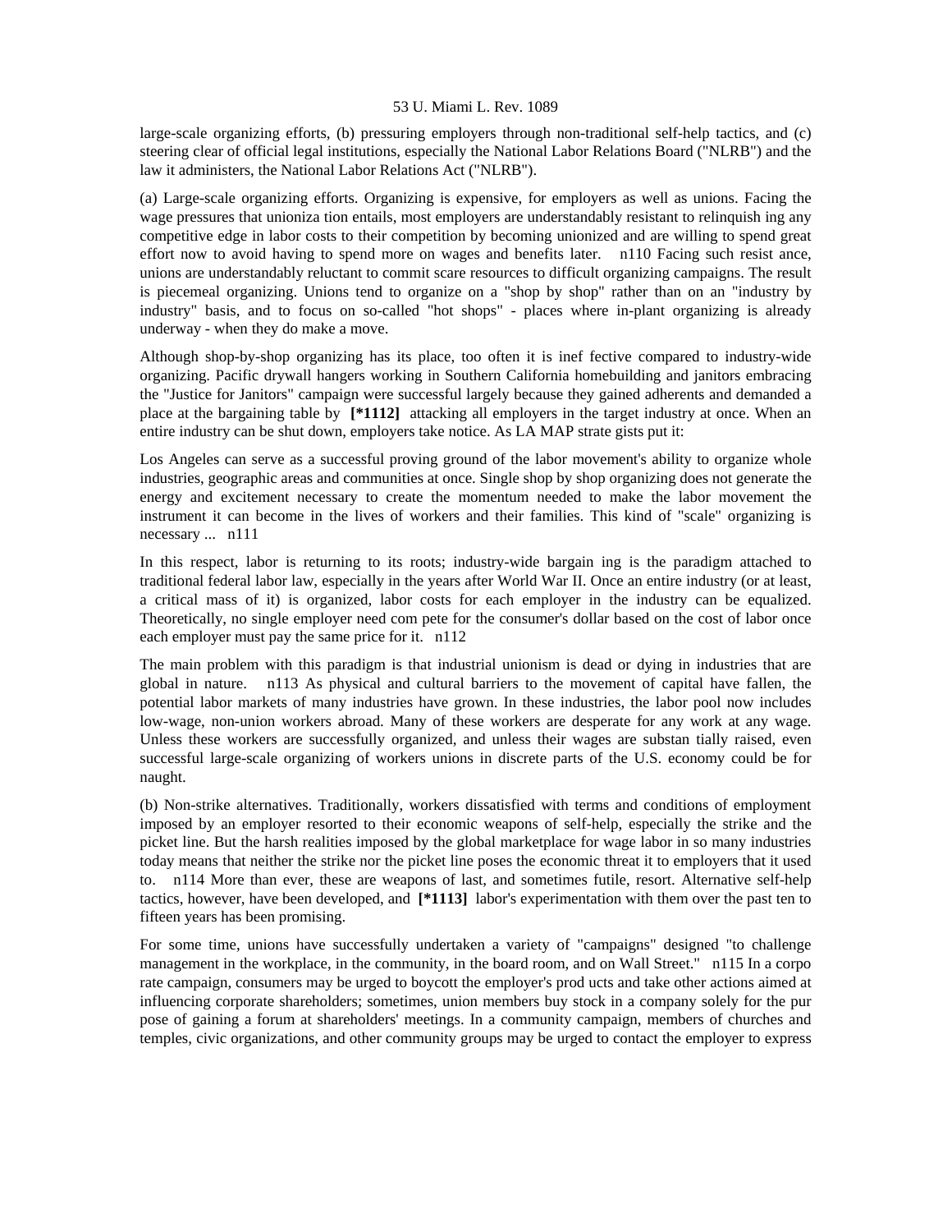large-scale organizing efforts, (b) pressuring employers through non-traditional self-help tactics, and (c) steering clear of official legal institutions, especially the National Labor Relations Board ("NLRB") and the law it administers, the National Labor Relations Act ("NLRB").

(a) Large-scale organizing efforts. Organizing is expensive, for employers as well as unions. Facing the wage pressures that unioniza tion entails, most employers are understandably resistant to relinquish ing any competitive edge in labor costs to their competition by becoming unionized and are willing to spend great effort now to avoid having to spend more on wages and benefits later. n110 Facing such resist ance, unions are understandably reluctant to commit scare resources to difficult organizing campaigns. The result is piecemeal organizing. Unions tend to organize on a "shop by shop" rather than on an "industry by industry" basis, and to focus on so-called "hot shops" - places where in-plant organizing is already underway - when they do make a move.

Although shop-by-shop organizing has its place, too often it is inef fective compared to industry-wide organizing. Pacific drywall hangers working in Southern California homebuilding and janitors embracing the "Justice for Janitors" campaign were successful largely because they gained adherents and demanded a place at the bargaining table by **[*1112]** attacking all employers in the target industry at once. When an entire industry can be shut down, employers take notice. As LA MAP strate gists put it:

Los Angeles can serve as a successful proving ground of the labor movement's ability to organize whole industries, geographic areas and communities at once. Single shop by shop organizing does not generate the energy and excitement necessary to create the momentum needed to make the labor movement the instrument it can become in the lives of workers and their families. This kind of "scale" organizing is necessary ... n111

In this respect, labor is returning to its roots; industry-wide bargain ing is the paradigm attached to traditional federal labor law, especially in the years after World War II. Once an entire industry (or at least, a critical mass of it) is organized, labor costs for each employer in the industry can be equalized. Theoretically, no single employer need com pete for the consumer's dollar based on the cost of labor once each employer must pay the same price for it. n112

The main problem with this paradigm is that industrial unionism is dead or dying in industries that are global in nature. n113 As physical and cultural barriers to the movement of capital have fallen, the potential labor markets of many industries have grown. In these industries, the labor pool now includes low-wage, non-union workers abroad. Many of these workers are desperate for any work at any wage. Unless these workers are successfully organized, and unless their wages are substan tially raised, even successful large-scale organizing of workers unions in discrete parts of the U.S. economy could be for naught.

(b) Non-strike alternatives. Traditionally, workers dissatisfied with terms and conditions of employment imposed by an employer resorted to their economic weapons of self-help, especially the strike and the picket line. But the harsh realities imposed by the global marketplace for wage labor in so many industries today means that neither the strike nor the picket line poses the economic threat it to employers that it used to. n114 More than ever, these are weapons of last, and sometimes futile, resort. Alternative self-help tactics, however, have been developed, and **[*1113]** labor's experimentation with them over the past ten to fifteen years has been promising.

For some time, unions have successfully undertaken a variety of "campaigns" designed "to challenge management in the workplace, in the community, in the board room, and on Wall Street." n115 In a corpo rate campaign, consumers may be urged to boycott the employer's prod ucts and take other actions aimed at influencing corporate shareholders; sometimes, union members buy stock in a company solely for the pur pose of gaining a forum at shareholders' meetings. In a community campaign, members of churches and temples, civic organizations, and other community groups may be urged to contact the employer to express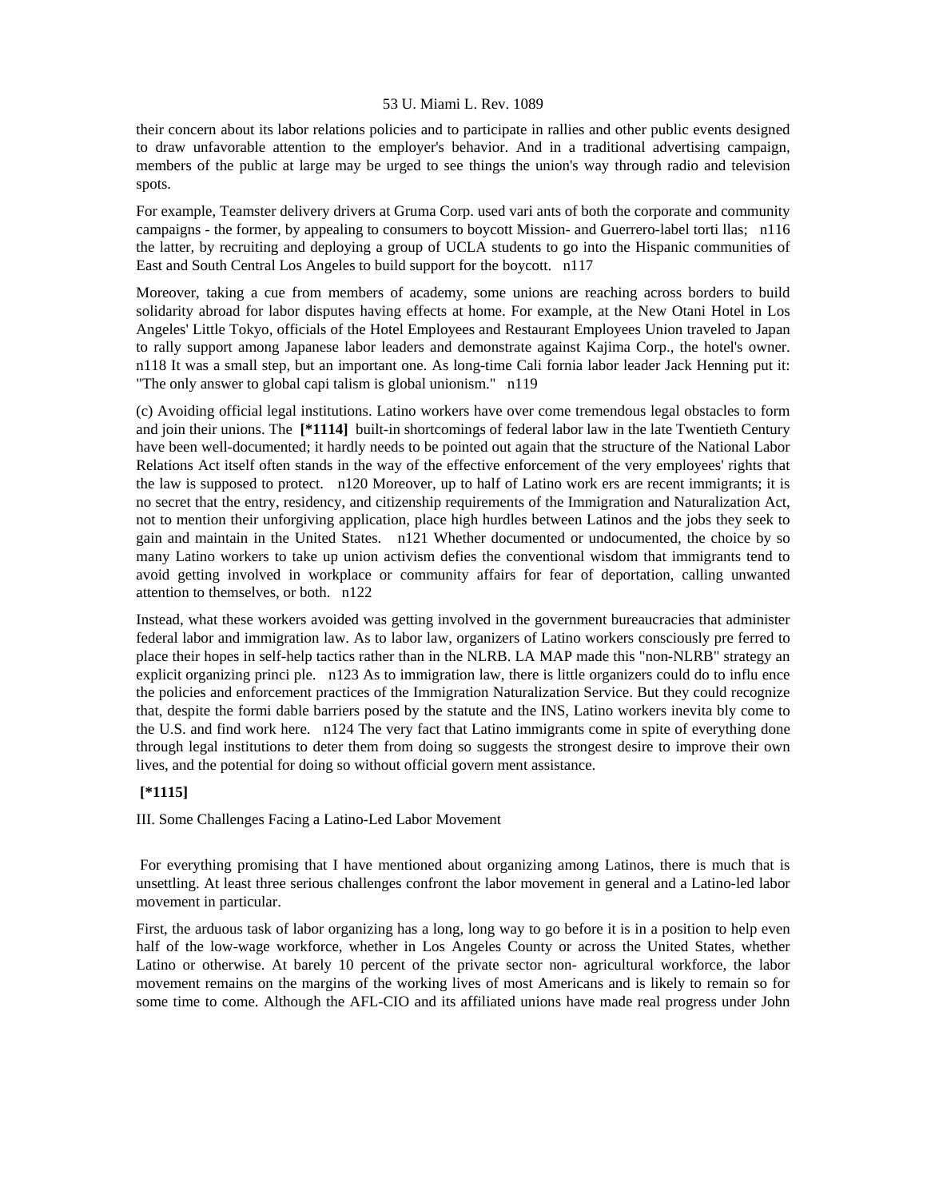their concern about its labor relations policies and to participate in rallies and other public events designed to draw unfavorable attention to the employer's behavior. And in a traditional advertising campaign, members of the public at large may be urged to see things the union's way through radio and television spots.

For example, Teamster delivery drivers at Gruma Corp. used vari ants of both the corporate and community campaigns - the former, by appealing to consumers to boycott Mission- and Guerrero-label torti llas; n116 the latter, by recruiting and deploying a group of UCLA students to go into the Hispanic communities of East and South Central Los Angeles to build support for the boycott. n117

Moreover, taking a cue from members of academy, some unions are reaching across borders to build solidarity abroad for labor disputes having effects at home. For example, at the New Otani Hotel in Los Angeles' Little Tokyo, officials of the Hotel Employees and Restaurant Employees Union traveled to Japan to rally support among Japanese labor leaders and demonstrate against Kajima Corp., the hotel's owner. n118 It was a small step, but an important one. As long-time Cali fornia labor leader Jack Henning put it: "The only answer to global capi talism is global unionism." n119

(c) Avoiding official legal institutions. Latino workers have over come tremendous legal obstacles to form and join their unions. The **[*1114]** built-in shortcomings of federal labor law in the late Twentieth Century have been well-documented; it hardly needs to be pointed out again that the structure of the National Labor Relations Act itself often stands in the way of the effective enforcement of the very employees' rights that the law is supposed to protect. n120 Moreover, up to half of Latino work ers are recent immigrants; it is no secret that the entry, residency, and citizenship requirements of the Immigration and Naturalization Act, not to mention their unforgiving application, place high hurdles between Latinos and the jobs they seek to gain and maintain in the United States. n121 Whether documented or undocumented, the choice by so many Latino workers to take up union activism defies the conventional wisdom that immigrants tend to avoid getting involved in workplace or community affairs for fear of deportation, calling unwanted attention to themselves, or both. n122

Instead, what these workers avoided was getting involved in the government bureaucracies that administer federal labor and immigration law. As to labor law, organizers of Latino workers consciously pre ferred to place their hopes in self-help tactics rather than in the NLRB. LA MAP made this "non-NLRB" strategy an explicit organizing princi ple. n123 As to immigration law, there is little organizers could do to influ ence the policies and enforcement practices of the Immigration Naturalization Service. But they could recognize that, despite the formi dable barriers posed by the statute and the INS, Latino workers inevita bly come to the U.S. and find work here. n124 The very fact that Latino immigrants come in spite of everything done through legal institutions to deter them from doing so suggests the strongest desire to improve their own lives, and the potential for doing so without official govern ment assistance.

**[*1115]**

## III. Some Challenges Facing a Latino-Led Labor Movement

For everything promising that I have mentioned about organizing among Latinos, there is much that is unsettling. At least three serious challenges confront the labor movement in general and a Latino-led labor movement in particular.

First, the arduous task of labor organizing has a long, long way to go before it is in a position to help even half of the low-wage workforce, whether in Los Angeles County or across the United States, whether Latino or otherwise. At barely 10 percent of the private sector non- agricultural workforce, the labor movement remains on the margins of the working lives of most Americans and is likely to remain so for some time to come. Although the AFL-CIO and its affiliated unions have made real progress under John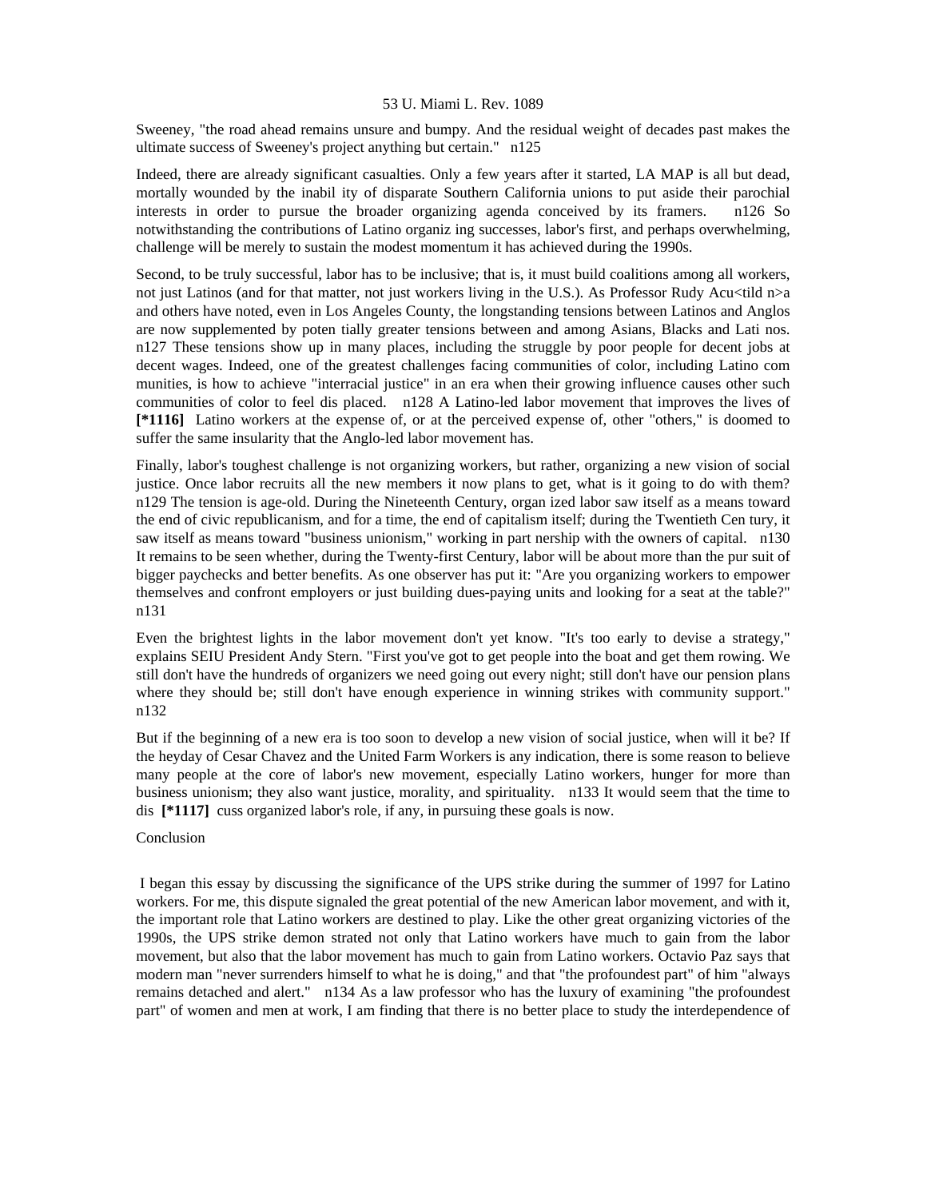Sweeney, "the road ahead remains unsure and bumpy. And the residual weight of decades past makes the ultimate success of Sweeney's project anything but certain." n125

Indeed, there are already significant casualties. Only a few years after it started, LA MAP is all but dead, mortally wounded by the inabil ity of disparate Southern California unions to put aside their parochial interests in order to pursue the broader organizing agenda conceived by its framers. n126 So notwithstanding the contributions of Latino organiz ing successes, labor's first, and perhaps overwhelming, challenge will be merely to sustain the modest momentum it has achieved during the 1990s.

Second, to be truly successful, labor has to be inclusive; that is, it must build coalitions among all workers, not just Latinos (and for that matter, not just workers living in the U.S.). As Professor Rudy Acu<tild n>a and others have noted, even in Los Angeles County, the longstanding tensions between Latinos and Anglos are now supplemented by poten tially greater tensions between and among Asians, Blacks and Lati nos. n127 These tensions show up in many places, including the struggle by poor people for decent jobs at decent wages. Indeed, one of the greatest challenges facing communities of color, including Latino com munities, is how to achieve "interracial justice" in an era when their growing influence causes other such communities of color to feel dis placed. n128 A Latino-led labor movement that improves the lives of **[*1116]** Latino workers at the expense of, or at the perceived expense of, other "others," is doomed to suffer the same insularity that the Anglo-led labor movement has.

Finally, labor's toughest challenge is not organizing workers, but rather, organizing a new vision of social justice. Once labor recruits all the new members it now plans to get, what is it going to do with them? n129 The tension is age-old. During the Nineteenth Century, organ ized labor saw itself as a means toward the end of civic republicanism, and for a time, the end of capitalism itself; during the Twentieth Cen tury, it saw itself as means toward "business unionism," working in part nership with the owners of capital. n130 It remains to be seen whether, during the Twenty-first Century, labor will be about more than the pur suit of bigger paychecks and better benefits. As one observer has put it: "Are you organizing workers to empower themselves and confront employers or just building dues-paying units and looking for a seat at the table?" n131

Even the brightest lights in the labor movement don't yet know. "It's too early to devise a strategy," explains SEIU President Andy Stern. "First you've got to get people into the boat and get them rowing. We still don't have the hundreds of organizers we need going out every night; still don't have our pension plans where they should be; still don't have enough experience in winning strikes with community support." n132

But if the beginning of a new era is too soon to develop a new vision of social justice, when will it be? If the heyday of Cesar Chavez and the United Farm Workers is any indication, there is some reason to believe many people at the core of labor's new movement, especially Latino workers, hunger for more than business unionism; they also want justice, morality, and spirituality. n133 It would seem that the time to dis **[*1117]** cuss organized labor's role, if any, in pursuing these goals is now.

## Conclusion

I began this essay by discussing the significance of the UPS strike during the summer of 1997 for Latino workers. For me, this dispute signaled the great potential of the new American labor movement, and with it, the important role that Latino workers are destined to play. Like the other great organizing victories of the 1990s, the UPS strike demon strated not only that Latino workers have much to gain from the labor movement, but also that the labor movement has much to gain from Latino workers. Octavio Paz says that modern man "never surrenders himself to what he is doing," and that "the profoundest part" of him "always remains detached and alert." n134 As a law professor who has the luxury of examining "the profoundest part" of women and men at work, I am finding that there is no better place to study the interdependence of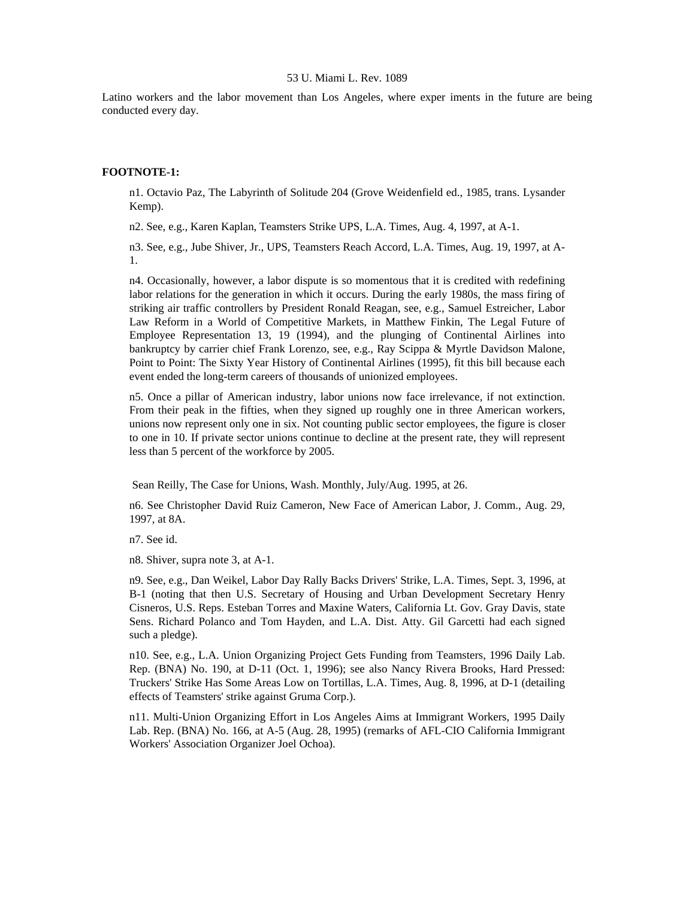Latino workers and the labor movement than Los Angeles, where exper iments in the future are being conducted every day.

**FOOTNOTE-1:**

n1. Octavio Paz, The Labyrinth of Solitude 204 (Grove Weidenfield ed., 1985, trans. Lysander Kemp).

n2. See, e.g., Karen Kaplan, Teamsters Strike UPS, L.A. Times, Aug. 4, 1997, at A-1.

n3. See, e.g., Jube Shiver, Jr., UPS, Teamsters Reach Accord, L.A. Times, Aug. 19, 1997, at A-1.

n4. Occasionally, however, a labor dispute is so momentous that it is credited with redefining labor relations for the generation in which it occurs. During the early 1980s, the mass firing of striking air traffic controllers by President Ronald Reagan, see, e.g., Samuel Estreicher, Labor Law Reform in a World of Competitive Markets, in Matthew Finkin, The Legal Future of Employee Representation 13, 19 (1994), and the plunging of Continental Airlines into bankruptcy by carrier chief Frank Lorenzo, see, e.g., Ray Scippa & Myrtle Davidson Malone, Point to Point: The Sixty Year History of Continental Airlines (1995), fit this bill because each event ended the long-term careers of thousands of unionized employees.

n5. Once a pillar of American industry, labor unions now face irrelevance, if not extinction. From their peak in the fifties, when they signed up roughly one in three American workers, unions now represent only one in six. Not counting public sector employees, the figure is closer to one in 10. If private sector unions continue to decline at the present rate, they will represent less than 5 percent of the workforce by 2005.

Sean Reilly, The Case for Unions, Wash. Monthly, July/Aug. 1995, at 26.

n6. See Christopher David Ruiz Cameron, New Face of American Labor, J. Comm., Aug. 29, 1997, at 8A.

n7. See id.

n8. Shiver, supra note 3, at A-1.

n9. See, e.g., Dan Weikel, Labor Day Rally Backs Drivers' Strike, L.A. Times, Sept. 3, 1996, at B-1 (noting that then U.S. Secretary of Housing and Urban Development Secretary Henry Cisneros, U.S. Reps. Esteban Torres and Maxine Waters, California Lt. Gov. Gray Davis, state Sens. Richard Polanco and Tom Hayden, and L.A. Dist. Atty. Gil Garcetti had each signed such a pledge).

n10. See, e.g., L.A. Union Organizing Project Gets Funding from Teamsters, 1996 Daily Lab. Rep. (BNA) No. 190, at D-11 (Oct. 1, 1996); see also Nancy Rivera Brooks, Hard Pressed: Truckers' Strike Has Some Areas Low on Tortillas, L.A. Times, Aug. 8, 1996, at D-1 (detailing effects of Teamsters' strike against Gruma Corp.).

n11. Multi-Union Organizing Effort in Los Angeles Aims at Immigrant Workers, 1995 Daily Lab. Rep. (BNA) No. 166, at A-5 (Aug. 28, 1995) (remarks of AFL-CIO California Immigrant Workers' Association Organizer Joel Ochoa).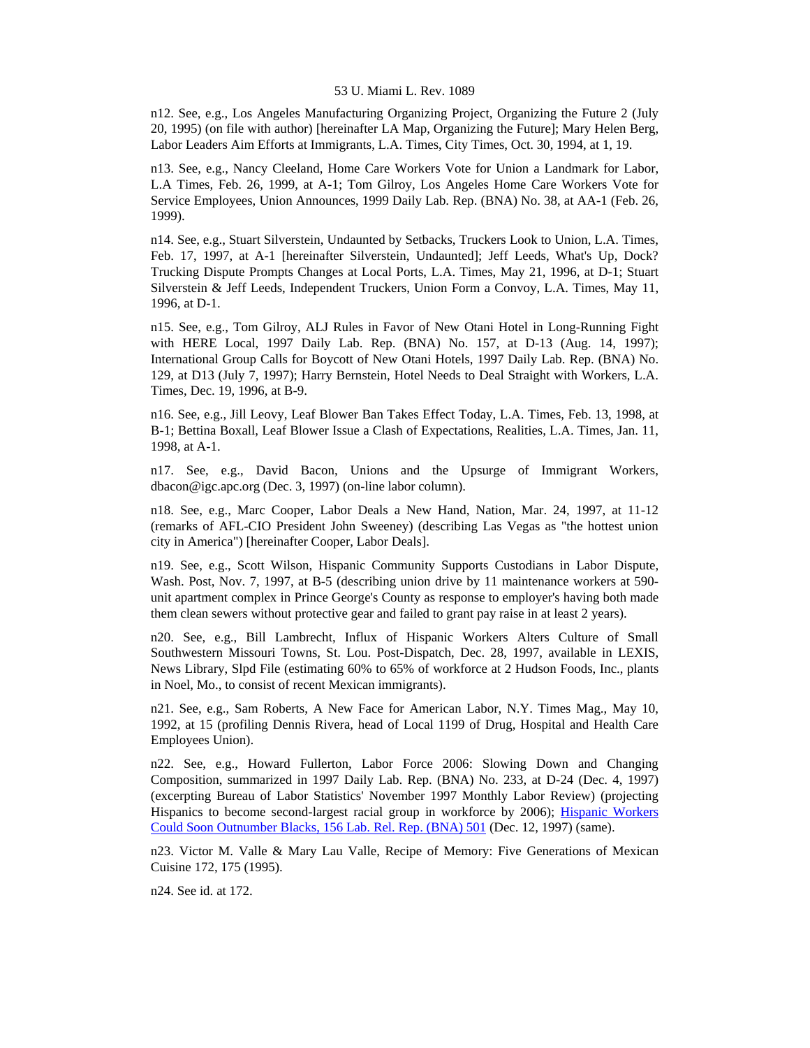n12. See, e.g., Los Angeles Manufacturing Organizing Project, Organizing the Future 2 (July 20, 1995) (on file with author) [hereinafter LA Map, Organizing the Future]; Mary Helen Berg, Labor Leaders Aim Efforts at Immigrants, L.A. Times, City Times, Oct. 30, 1994, at 1, 19.

n13. See, e.g., Nancy Cleeland, Home Care Workers Vote for Union a Landmark for Labor, L.A Times, Feb. 26, 1999, at A-1; Tom Gilroy, Los Angeles Home Care Workers Vote for Service Employees, Union Announces, 1999 Daily Lab. Rep. (BNA) No. 38, at AA-1 (Feb. 26, 1999).

n14. See, e.g., Stuart Silverstein, Undaunted by Setbacks, Truckers Look to Union, L.A. Times, Feb. 17, 1997, at A-1 [hereinafter Silverstein, Undaunted]; Jeff Leeds, What's Up, Dock? Trucking Dispute Prompts Changes at Local Ports, L.A. Times, May 21, 1996, at D-1; Stuart Silverstein & Jeff Leeds, Independent Truckers, Union Form a Convoy, L.A. Times, May 11, 1996, at D-1.

n15. See, e.g., Tom Gilroy, ALJ Rules in Favor of New Otani Hotel in Long-Running Fight with HERE Local, 1997 Daily Lab. Rep. (BNA) No. 157, at D-13 (Aug. 14, 1997); International Group Calls for Boycott of New Otani Hotels, 1997 Daily Lab. Rep. (BNA) No. 129, at D13 (July 7, 1997); Harry Bernstein, Hotel Needs to Deal Straight with Workers, L.A. Times, Dec. 19, 1996, at B-9.

n16. See, e.g., Jill Leovy, Leaf Blower Ban Takes Effect Today, L.A. Times, Feb. 13, 1998, at B-1; Bettina Boxall, Leaf Blower Issue a Clash of Expectations, Realities, L.A. Times, Jan. 11, 1998, at A-1.

n17. See, e.g., David Bacon, Unions and the Upsurge of Immigrant Workers, dbacon@igc.apc.org (Dec. 3, 1997) (on-line labor column).

n18. See, e.g., Marc Cooper, Labor Deals a New Hand, Nation, Mar. 24, 1997, at 11-12 (remarks of AFL-CIO President John Sweeney) (describing Las Vegas as "the hottest union city in America") [hereinafter Cooper, Labor Deals].

n19. See, e.g., Scott Wilson, Hispanic Community Supports Custodians in Labor Dispute, Wash. Post, Nov. 7, 1997, at B-5 (describing union drive by 11 maintenance workers at 590-unit apartment complex in Prince George's County as response to employer's having both made them clean sewers without protective gear and failed to grant pay raise in at least 2 years).

n20. See, e.g., Bill Lambrecht, Influx of Hispanic Workers Alters Culture of Small Southwestern Missouri Towns, St. Lou. Post-Dispatch, Dec. 28, 1997, available in LEXIS, News Library, Slpd File (estimating 60% to 65% of workforce at 2 Hudson Foods, Inc., plants in Noel, Mo., to consist of recent Mexican immigrants).

n21. See, e.g., Sam Roberts, A New Face for American Labor, N.Y. Times Mag., May 10, 1992, at 15 (profiling Dennis Rivera, head of Local 1199 of Drug, Hospital and Health Care Employees Union).

n22. See, e.g., Howard Fullerton, Labor Force 2006: Slowing Down and Changing Composition, summarized in 1997 Daily Lab. Rep. (BNA) No. 233, at D-24 (Dec. 4, 1997) (excerpting Bureau of Labor Statistics' November 1997 Monthly Labor Review) (projecting Hispanics to become second-largest racial group in workforce by 2006); Hispanic Workers Could Soon Outnumber Blacks, 156 Lab. Rel. Rep. (BNA) 501 (Dec. 12, 1997) (same).

n23. Victor M. Valle & Mary Lau Valle, Recipe of Memory: Five Generations of Mexican Cuisine 172, 175 (1995).

n24. See id. at 172.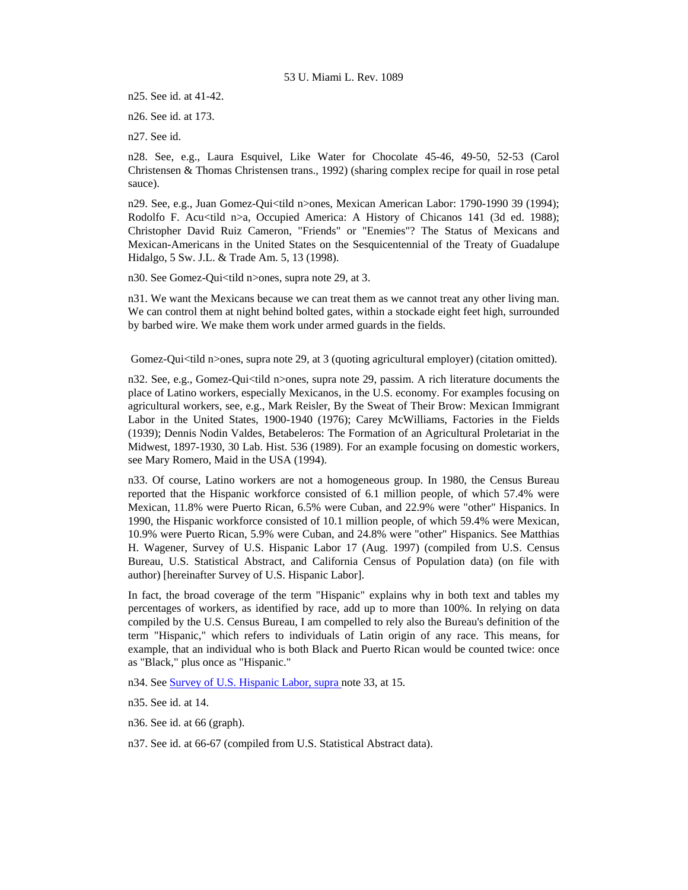n25. See id. at 41-42.

n26. See id. at 173.

n27. See id.

n28. See, e.g., Laura Esquivel, Like Water for Chocolate 45-46, 49-50, 52-53 (Carol Christensen & Thomas Christensen trans., 1992) (sharing complex recipe for quail in rose petal sauce).

n29. See, e.g., Juan Gomez-Qui<tild n>ones, Mexican American Labor: 1790-1990 39 (1994); Rodolfo F. Acu<tild n>a, Occupied America: A History of Chicanos 141 (3d ed. 1988); Christopher David Ruiz Cameron, "Friends" or "Enemies"? The Status of Mexicans and Mexican-Americans in the United States on the Sesquicentennial of the Treaty of Guadalupe Hidalgo, 5 Sw. J.L. & Trade Am. 5, 13 (1998).

n30. See Gomez-Qui<tild n>ones, supra note 29, at 3.

n31. We want the Mexicans because we can treat them as we cannot treat any other living man. We can control them at night behind bolted gates, within a stockade eight feet high, surrounded by barbed wire. We make them work under armed guards in the fields.

Gomez-Qui<tild n>ones, supra note 29, at 3 (quoting agricultural employer) (citation omitted).

n32. See, e.g., Gomez-Qui<tild n>ones, supra note 29, passim. A rich literature documents the place of Latino workers, especially Mexicanos, in the U.S. economy. For examples focusing on agricultural workers, see, e.g., Mark Reisler, By the Sweat of Their Brow: Mexican Immigrant Labor in the United States, 1900-1940 (1976); Carey McWilliams, Factories in the Fields (1939); Dennis Nodin Valdes, Betabeleros: The Formation of an Agricultural Proletariat in the Midwest, 1897-1930, 30 Lab. Hist. 536 (1989). For an example focusing on domestic workers, see Mary Romero, Maid in the USA (1994).

n33. Of course, Latino workers are not a homogeneous group. In 1980, the Census Bureau reported that the Hispanic workforce consisted of 6.1 million people, of which 57.4% were Mexican, 11.8% were Puerto Rican, 6.5% were Cuban, and 22.9% were "other" Hispanics. In 1990, the Hispanic workforce consisted of 10.1 million people, of which 59.4% were Mexican, 10.9% were Puerto Rican, 5.9% were Cuban, and 24.8% were "other" Hispanics. See Matthias H. Wagener, Survey of U.S. Hispanic Labor 17 (Aug. 1997) (compiled from U.S. Census Bureau, U.S. Statistical Abstract, and California Census of Population data) (on file with author) [hereinafter Survey of U.S. Hispanic Labor].

In fact, the broad coverage of the term "Hispanic" explains why in both text and tables my percentages of workers, as identified by race, add up to more than 100%. In relying on data compiled by the U.S. Census Bureau, I am compelled to rely also the Bureau's definition of the term "Hispanic," which refers to individuals of Latin origin of any race. This means, for example, that an individual who is both Black and Puerto Rican would be counted twice: once as "Black," plus once as "Hispanic."

n34. See Survey of U.S. Hispanic Labor, supra note 33, at 15.

n35. See id. at 14.

n36. See id. at 66 (graph).

n37. See id. at 66-67 (compiled from U.S. Statistical Abstract data).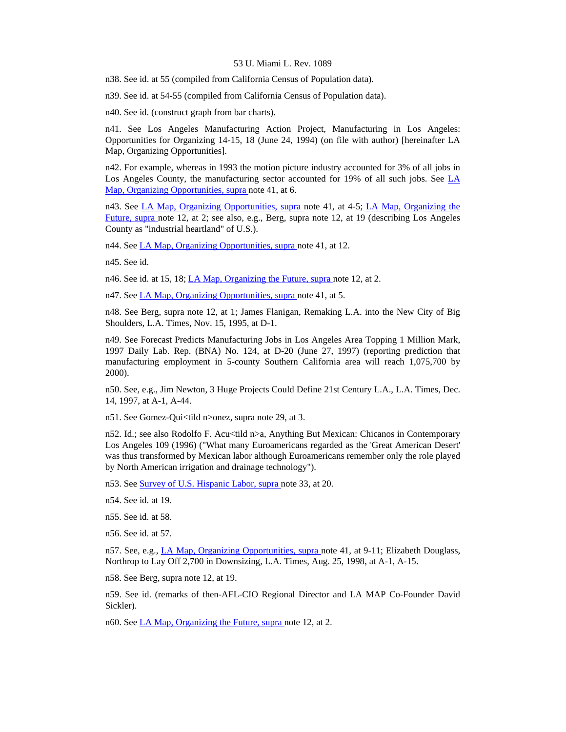n38. See id. at 55 (compiled from California Census of Population data).

n39. See id. at 54-55 (compiled from California Census of Population data).

n40. See id. (construct graph from bar charts).

n41. See Los Angeles Manufacturing Action Project, Manufacturing in Los Angeles: Opportunities for Organizing 14-15, 18 (June 24, 1994) (on file with author) [hereinafter LA Map, Organizing Opportunities].

n42. For example, whereas in 1993 the motion picture industry accounted for 3% of all jobs in Los Angeles County, the manufacturing sector accounted for 19% of all such jobs. See LA Map, Organizing Opportunities, supra note 41, at 6.

n43. See LA Map, Organizing Opportunities, supra note 41, at 4-5; LA Map, Organizing the Future, supra note 12, at 2; see also, e.g., Berg, supra note 12, at 19 (describing Los Angeles County as "industrial heartland" of U.S.).

n44. See LA Map, Organizing Opportunities, supra note 41, at 12.

n45. See id.

n46. See id. at 15, 18; LA Map, Organizing the Future, supra note 12, at 2.

n47. See LA Map, Organizing Opportunities, supra note 41, at 5.

n48. See Berg, supra note 12, at 1; James Flanigan, Remaking L.A. into the New City of Big Shoulders, L.A. Times, Nov. 15, 1995, at D-1.

n49. See Forecast Predicts Manufacturing Jobs in Los Angeles Area Topping 1 Million Mark, 1997 Daily Lab. Rep. (BNA) No. 124, at D-20 (June 27, 1997) (reporting prediction that manufacturing employment in 5-county Southern California area will reach 1,075,700 by 2000).

n50. See, e.g., Jim Newton, 3 Huge Projects Could Define 21st Century L.A., L.A. Times, Dec. 14, 1997, at A-1, A-44.

n51. See Gomez-Qui<tild n>onez, supra note 29, at 3.

n52. Id.; see also Rodolfo F. Acu<tild n>a, Anything But Mexican: Chicanos in Contemporary Los Angeles 109 (1996) ("What many Euroamericans regarded as the 'Great American Desert' was thus transformed by Mexican labor although Euroamericans remember only the role played by North American irrigation and drainage technology").

n53. See Survey of U.S. Hispanic Labor, supra note 33, at 20.

n54. See id. at 19.

n55. See id. at 58.

n56. See id. at 57.

n57. See, e.g., LA Map, Organizing Opportunities, supra note 41, at 9-11; Elizabeth Douglass, Northrop to Lay Off 2,700 in Downsizing, L.A. Times, Aug. 25, 1998, at A-1, A-15.

n58. See Berg, supra note 12, at 19.

n59. See id. (remarks of then-AFL-CIO Regional Director and LA MAP Co-Founder David Sickler).

n60. See LA Map, Organizing the Future, supra note 12, at 2.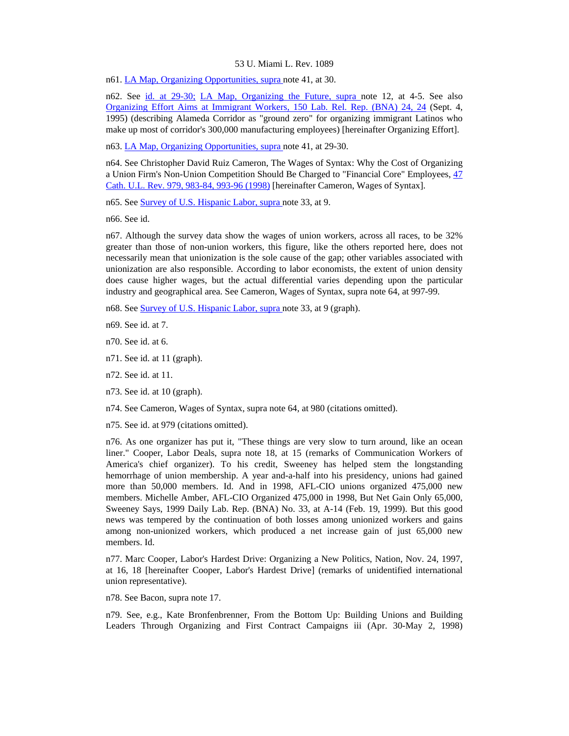n61. LA Map, Organizing Opportunities, supra note 41, at 30.

n62. See id. at 29-30; LA Map, Organizing the Future, supra note 12, at 4-5. See also Organizing Effort Aims at Immigrant Workers, 150 Lab. Rel. Rep. (BNA) 24, 24 (Sept. 4, 1995) (describing Alameda Corridor as "ground zero" for organizing immigrant Latinos who make up most of corridor's 300,000 manufacturing employees) [hereinafter Organizing Effort].

n63. LA Map, Organizing Opportunities, supra note 41, at 29-30.

n64. See Christopher David Ruiz Cameron, The Wages of Syntax: Why the Cost of Organizing a Union Firm's Non-Union Competition Should Be Charged to "Financial Core" Employees, 47 Cath. U.L. Rev. 979, 983-84, 993-96 (1998) [hereinafter Cameron, Wages of Syntax].

n65. See Survey of U.S. Hispanic Labor, supra note 33, at 9.

n66. See id.

n67. Although the survey data show the wages of union workers, across all races, to be 32% greater than those of non-union workers, this figure, like the others reported here, does not necessarily mean that unionization is the sole cause of the gap; other variables associated with unionization are also responsible. According to labor economists, the extent of union density does cause higher wages, but the actual differential varies depending upon the particular industry and geographical area. See Cameron, Wages of Syntax, supra note 64, at 997-99.

n68. See Survey of U.S. Hispanic Labor, supra note 33, at 9 (graph).

n69. See id. at 7.

n70. See id. at 6.

n71. See id. at 11 (graph).

n72. See id. at 11.

n73. See id. at 10 (graph).

n74. See Cameron, Wages of Syntax, supra note 64, at 980 (citations omitted).

n75. See id. at 979 (citations omitted).

n76. As one organizer has put it, "These things are very slow to turn around, like an ocean liner." Cooper, Labor Deals, supra note 18, at 15 (remarks of Communication Workers of America's chief organizer). To his credit, Sweeney has helped stem the longstanding hemorrhage of union membership. A year and-a-half into his presidency, unions had gained more than 50,000 members. Id. And in 1998, AFL-CIO unions organized 475,000 new members. Michelle Amber, AFL-CIO Organized 475,000 in 1998, But Net Gain Only 65,000, Sweeney Says, 1999 Daily Lab. Rep. (BNA) No. 33, at A-14 (Feb. 19, 1999). But this good news was tempered by the continuation of both losses among unionized workers and gains among non-unionized workers, which produced a net increase gain of just 65,000 new members. Id.

n77. Marc Cooper, Labor's Hardest Drive: Organizing a New Politics, Nation, Nov. 24, 1997, at 16, 18 [hereinafter Cooper, Labor's Hardest Drive] (remarks of unidentified international union representative).

n78. See Bacon, supra note 17.

n79. See, e.g., Kate Bronfenbrenner, From the Bottom Up: Building Unions and Building Leaders Through Organizing and First Contract Campaigns iii (Apr. 30-May 2, 1998)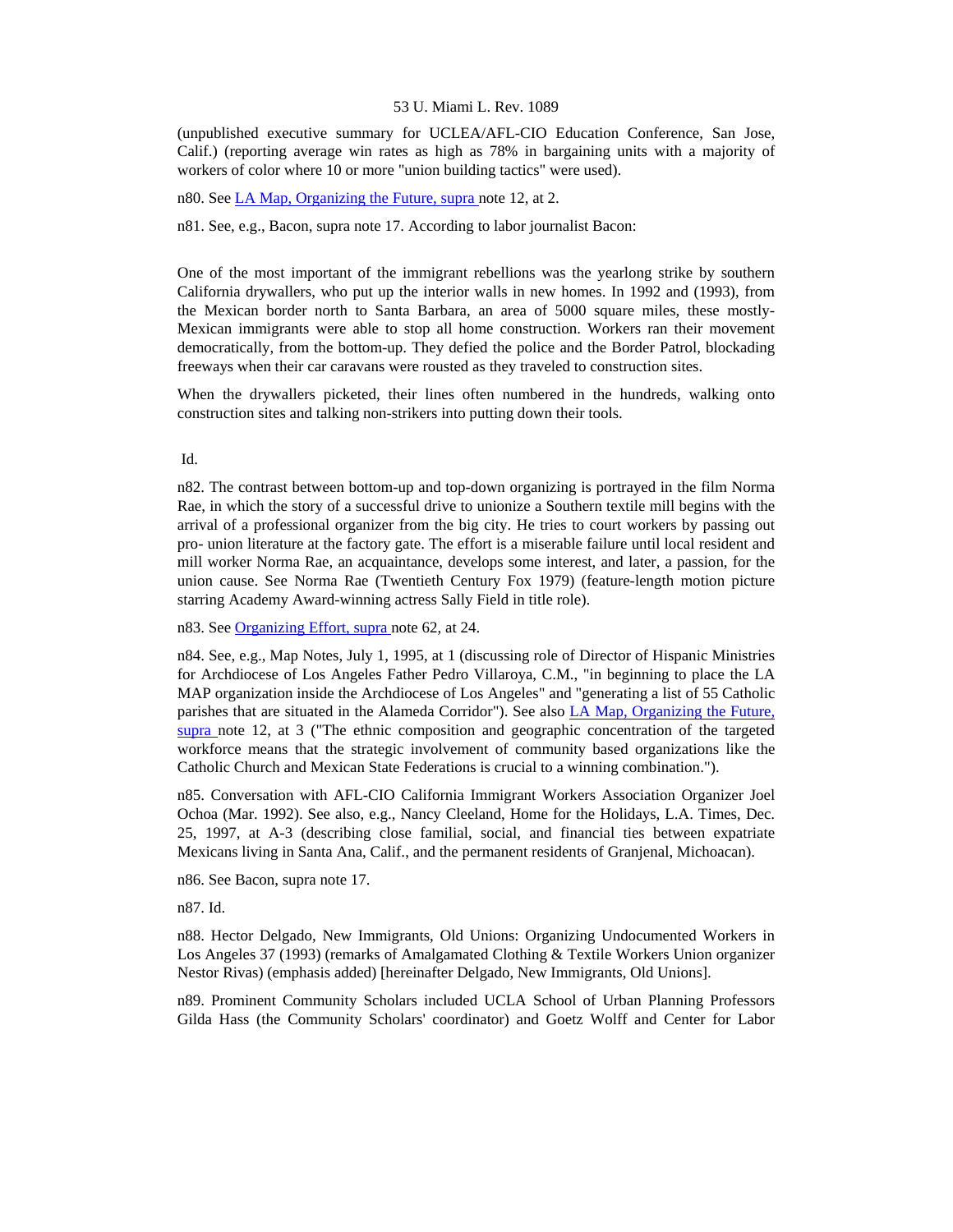(unpublished executive summary for UCLEA/AFL-CIO Education Conference, San Jose, Calif.) (reporting average win rates as high as 78% in bargaining units with a majority of workers of color where 10 or more "union building tactics" were used).

n80. See LA Map, Organizing the Future, supra note 12, at 2.

n81. See, e.g., Bacon, supra note 17. According to labor journalist Bacon:

> One of the most important of the immigrant rebellions was the yearlong strike by southern California drywallers, who put up the interior walls in new homes. In 1992 and (1993), from the Mexican border north to Santa Barbara, an area of 5000 square miles, these mostly-Mexican immigrants were able to stop all home construction. Workers ran their movement democratically, from the bottom-up. They defied the police and the Border Patrol, blockading freeways when their car caravans were rousted as they traveled to construction sites.
>
> When the drywallers picketed, their lines often numbered in the hundreds, walking onto construction sites and talking non-strikers into putting down their tools.

Id.

n82. The contrast between bottom-up and top-down organizing is portrayed in the film Norma Rae, in which the story of a successful drive to unionize a Southern textile mill begins with the arrival of a professional organizer from the big city. He tries to court workers by passing out pro- union literature at the factory gate. The effort is a miserable failure until local resident and mill worker Norma Rae, an acquaintance, develops some interest, and later, a passion, for the union cause. See Norma Rae (Twentieth Century Fox 1979) (feature-length motion picture starring Academy Award-winning actress Sally Field in title role).

n83. See Organizing Effort, supra note 62, at 24.

n84. See, e.g., Map Notes, July 1, 1995, at 1 (discussing role of Director of Hispanic Ministries for Archdiocese of Los Angeles Father Pedro Villaroya, C.M., "in beginning to place the LA MAP organization inside the Archdiocese of Los Angeles" and "generating a list of 55 Catholic parishes that are situated in the Alameda Corridor"). See also LA Map, Organizing the Future, supra note 12, at 3 ("The ethnic composition and geographic concentration of the targeted workforce means that the strategic involvement of community based organizations like the Catholic Church and Mexican State Federations is crucial to a winning combination.").

n85. Conversation with AFL-CIO California Immigrant Workers Association Organizer Joel Ochoa (Mar. 1992). See also, e.g., Nancy Cleeland, Home for the Holidays, L.A. Times, Dec. 25, 1997, at A-3 (describing close familial, social, and financial ties between expatriate Mexicans living in Santa Ana, Calif., and the permanent residents of Granjenal, Michoacan).

n86. See Bacon, supra note 17.

n87. Id.

n88. Hector Delgado, New Immigrants, Old Unions: Organizing Undocumented Workers in Los Angeles 37 (1993) (remarks of Amalgamated Clothing & Textile Workers Union organizer Nestor Rivas) (emphasis added) [hereinafter Delgado, New Immigrants, Old Unions].

n89. Prominent Community Scholars included UCLA School of Urban Planning Professors Gilda Hass (the Community Scholars' coordinator) and Goetz Wolff and Center for Labor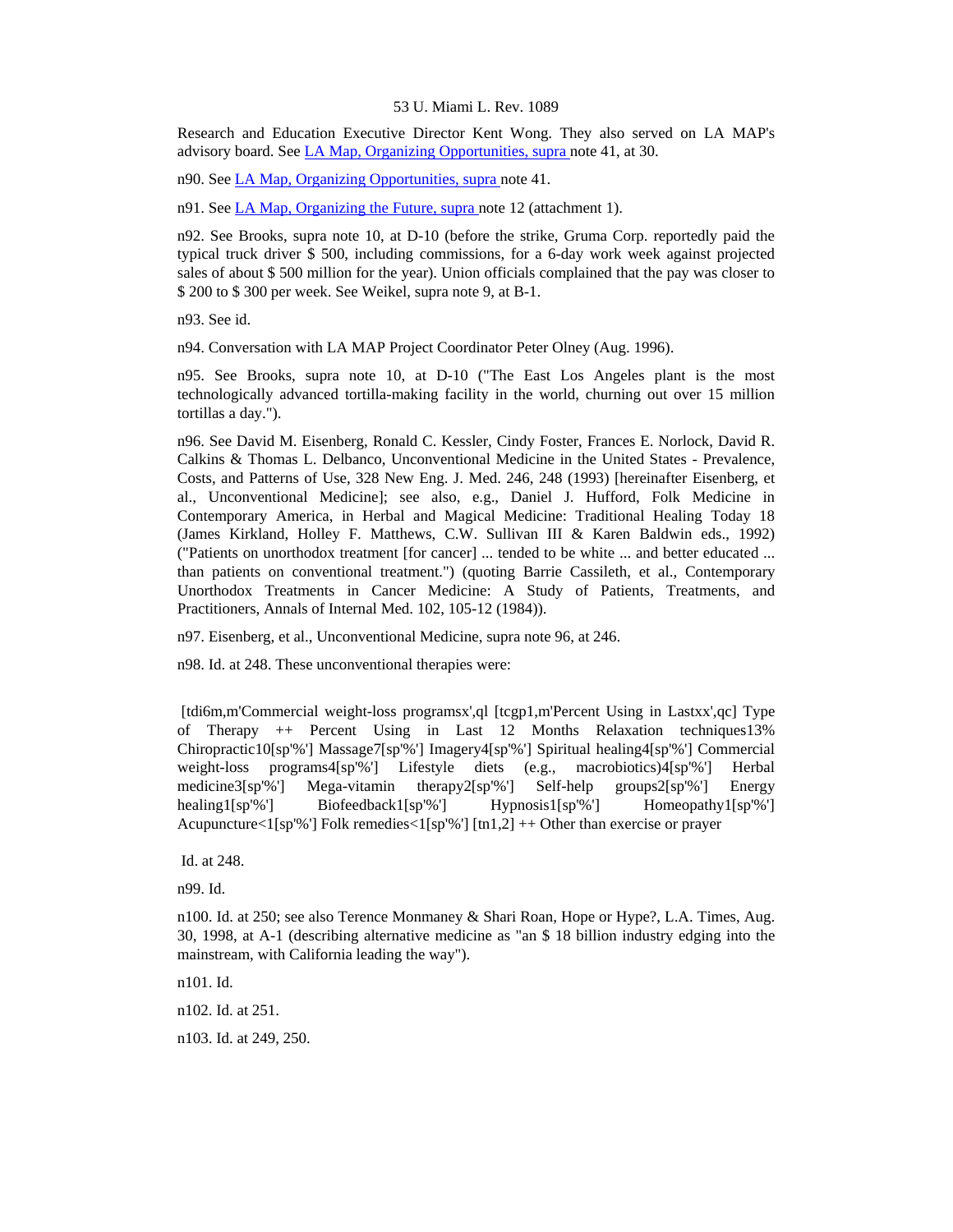Research and Education Executive Director Kent Wong. They also served on LA MAP's advisory board. See LA Map, Organizing Opportunities, supra note 41, at 30.

n90. See LA Map, Organizing Opportunities, supra note 41.

n91. See LA Map, Organizing the Future, supra note 12 (attachment 1).

n92. See Brooks, supra note 10, at D-10 (before the strike, Gruma Corp. reportedly paid the typical truck driver $ 500, including commissions, for a 6-day work week against projected sales of about $ 500 million for the year). Union officials complained that the pay was closer to $ 200 to $ 300 per week. See Weikel, supra note 9, at B-1.

n93. See id.

n94. Conversation with LA MAP Project Coordinator Peter Olney (Aug. 1996).

n95. See Brooks, supra note 10, at D-10 ("The East Los Angeles plant is the most technologically advanced tortilla-making facility in the world, churning out over 15 million tortillas a day.").

n96. See David M. Eisenberg, Ronald C. Kessler, Cindy Foster, Frances E. Norlock, David R. Calkins & Thomas L. Delbanco, Unconventional Medicine in the United States - Prevalence, Costs, and Patterns of Use, 328 New Eng. J. Med. 246, 248 (1993) [hereinafter Eisenberg, et al., Unconventional Medicine]; see also, e.g., Daniel J. Hufford, Folk Medicine in Contemporary America, in Herbal and Magical Medicine: Traditional Healing Today 18 (James Kirkland, Holley F. Matthews, C.W. Sullivan III & Karen Baldwin eds., 1992) ("Patients on unorthodox treatment [for cancer] ... tended to be white ... and better educated ... than patients on conventional treatment.") (quoting Barrie Cassileth, et al., Contemporary Unorthodox Treatments in Cancer Medicine: A Study of Patients, Treatments, and Practitioners, Annals of Internal Med. 102, 105-12 (1984)).

n97. Eisenberg, et al., Unconventional Medicine, supra note 96, at 246.

n98. Id. at 248. These unconventional therapies were:

| Type of Therapy ++ | Percent Using in Last 12 Months |
| --- | --- |
| Relaxation techniques | 13% |
| Chiropractic | 10% |
| Massage | 7% |
| Imagery | 4% |
| Spiritual healing | 4% |
| Commercial weight-loss programs | 4% |
| Lifestyle diets (e.g., macrobiotics) | 4% |
| Herbal medicine | 3% |
| Mega-vitamin therapy | 2% |
| Self-help groups | 2% |
| Energy healing | 1% |
| Biofeedback | 1% |
| Hypnosis | 1% |
| Homeopathy | 1% |
| Acupuncture | <1% |
| Folk remedies | <1% |

++ Other than exercise or prayer

Id. at 248.

n99. Id.

n100. Id. at 250; see also Terence Monmaney & Shari Roan, Hope or Hype?, L.A. Times, Aug. 30, 1998, at A-1 (describing alternative medicine as "an $ 18 billion industry edging into the mainstream, with California leading the way").

n101. Id.

n102. Id. at 251.

n103. Id. at 249, 250.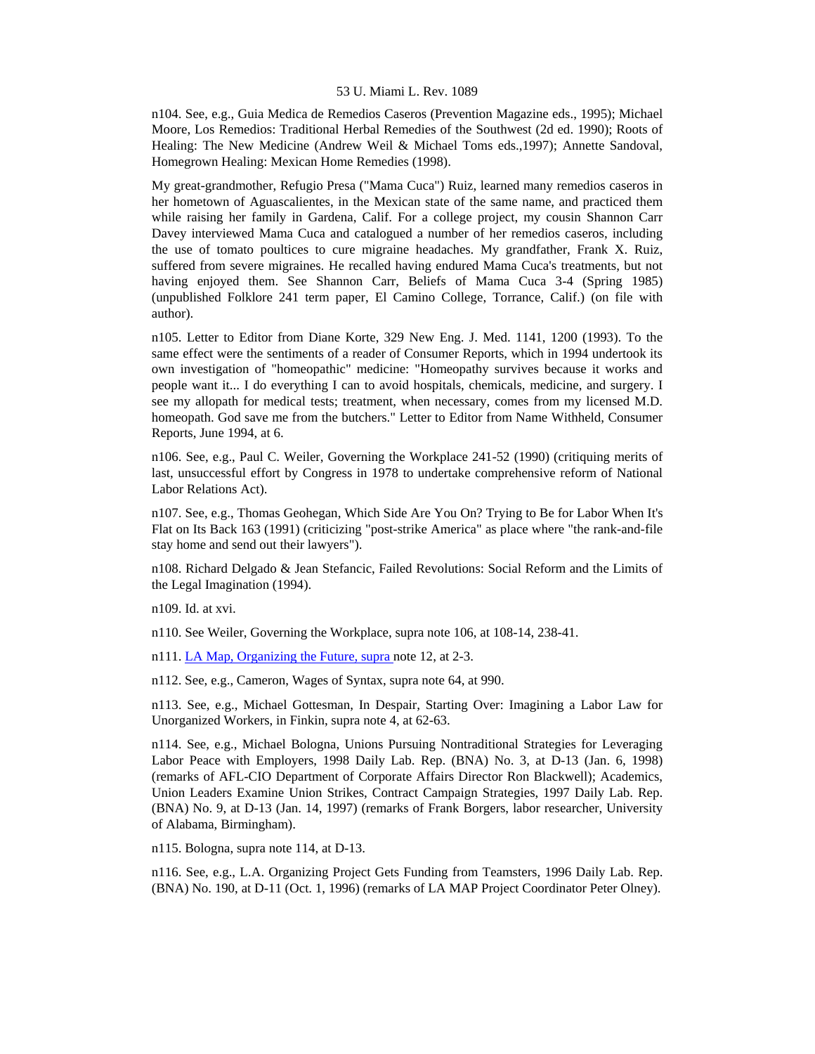n104. See, e.g., Guia Medica de Remedios Caseros (Prevention Magazine eds., 1995); Michael Moore, Los Remedios: Traditional Herbal Remedies of the Southwest (2d ed. 1990); Roots of Healing: The New Medicine (Andrew Weil & Michael Toms eds.,1997); Annette Sandoval, Homegrown Healing: Mexican Home Remedies (1998).

My great-grandmother, Refugio Presa ("Mama Cuca") Ruiz, learned many remedios caseros in her hometown of Aguascalientes, in the Mexican state of the same name, and practiced them while raising her family in Gardena, Calif. For a college project, my cousin Shannon Carr Davey interviewed Mama Cuca and catalogued a number of her remedios caseros, including the use of tomato poultices to cure migraine headaches. My grandfather, Frank X. Ruiz, suffered from severe migraines. He recalled having endured Mama Cuca's treatments, but not having enjoyed them. See Shannon Carr, Beliefs of Mama Cuca 3-4 (Spring 1985) (unpublished Folklore 241 term paper, El Camino College, Torrance, Calif.) (on file with author).

n105. Letter to Editor from Diane Korte, 329 New Eng. J. Med. 1141, 1200 (1993). To the same effect were the sentiments of a reader of Consumer Reports, which in 1994 undertook its own investigation of "homeopathic" medicine: "Homeopathy survives because it works and people want it... I do everything I can to avoid hospitals, chemicals, medicine, and surgery. I see my allopath for medical tests; treatment, when necessary, comes from my licensed M.D. homeopath. God save me from the butchers." Letter to Editor from Name Withheld, Consumer Reports, June 1994, at 6.

n106. See, e.g., Paul C. Weiler, Governing the Workplace 241-52 (1990) (critiquing merits of last, unsuccessful effort by Congress in 1978 to undertake comprehensive reform of National Labor Relations Act).

n107. See, e.g., Thomas Geohegan, Which Side Are You On? Trying to Be for Labor When It's Flat on Its Back 163 (1991) (criticizing "post-strike America" as place where "the rank-and-file stay home and send out their lawyers").

n108. Richard Delgado & Jean Stefancic, Failed Revolutions: Social Reform and the Limits of the Legal Imagination (1994).

n109. Id. at xvi.

n110. See Weiler, Governing the Workplace, supra note 106, at 108-14, 238-41.

n111. LA Map, Organizing the Future, supra note 12, at 2-3.

n112. See, e.g., Cameron, Wages of Syntax, supra note 64, at 990.

n113. See, e.g., Michael Gottesman, In Despair, Starting Over: Imagining a Labor Law for Unorganized Workers, in Finkin, supra note 4, at 62-63.

n114. See, e.g., Michael Bologna, Unions Pursuing Nontraditional Strategies for Leveraging Labor Peace with Employers, 1998 Daily Lab. Rep. (BNA) No. 3, at D-13 (Jan. 6, 1998) (remarks of AFL-CIO Department of Corporate Affairs Director Ron Blackwell); Academics, Union Leaders Examine Union Strikes, Contract Campaign Strategies, 1997 Daily Lab. Rep. (BNA) No. 9, at D-13 (Jan. 14, 1997) (remarks of Frank Borgers, labor researcher, University of Alabama, Birmingham).

n115. Bologna, supra note 114, at D-13.

n116. See, e.g., L.A. Organizing Project Gets Funding from Teamsters, 1996 Daily Lab. Rep. (BNA) No. 190, at D-11 (Oct. 1, 1996) (remarks of LA MAP Project Coordinator Peter Olney).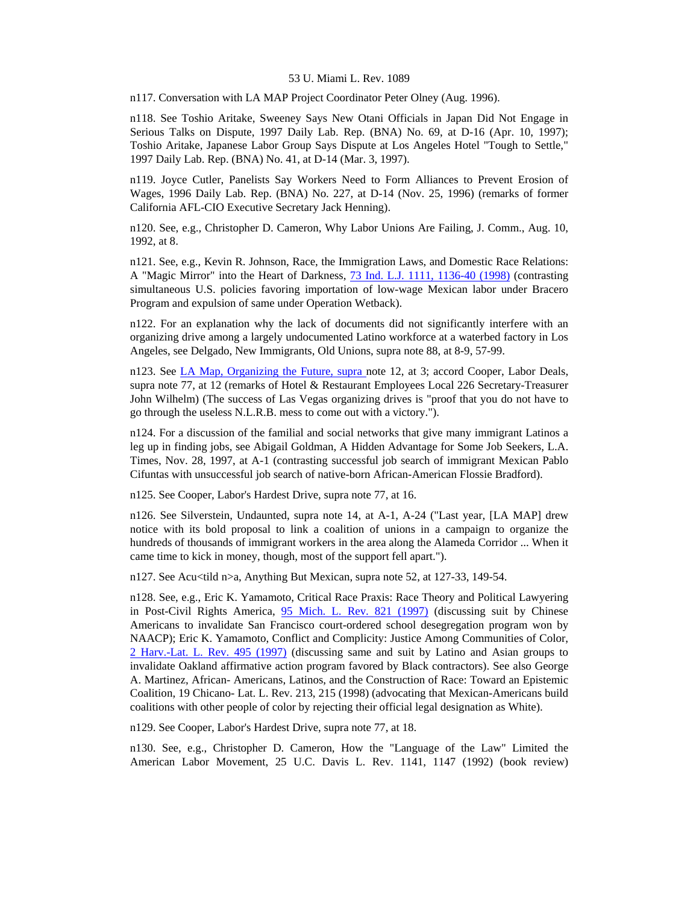n117. Conversation with LA MAP Project Coordinator Peter Olney (Aug. 1996).

n118. See Toshio Aritake, Sweeney Says New Otani Officials in Japan Did Not Engage in Serious Talks on Dispute, 1997 Daily Lab. Rep. (BNA) No. 69, at D-16 (Apr. 10, 1997); Toshio Aritake, Japanese Labor Group Says Dispute at Los Angeles Hotel "Tough to Settle," 1997 Daily Lab. Rep. (BNA) No. 41, at D-14 (Mar. 3, 1997).

n119. Joyce Cutler, Panelists Say Workers Need to Form Alliances to Prevent Erosion of Wages, 1996 Daily Lab. Rep. (BNA) No. 227, at D-14 (Nov. 25, 1996) (remarks of former California AFL-CIO Executive Secretary Jack Henning).

n120. See, e.g., Christopher D. Cameron, Why Labor Unions Are Failing, J. Comm., Aug. 10, 1992, at 8.

n121. See, e.g., Kevin R. Johnson, Race, the Immigration Laws, and Domestic Race Relations: A "Magic Mirror" into the Heart of Darkness, 73 Ind. L.J. 1111, 1136-40 (1998) (contrasting simultaneous U.S. policies favoring importation of low-wage Mexican labor under Bracero Program and expulsion of same under Operation Wetback).

n122. For an explanation why the lack of documents did not significantly interfere with an organizing drive among a largely undocumented Latino workforce at a waterbed factory in Los Angeles, see Delgado, New Immigrants, Old Unions, supra note 88, at 8-9, 57-99.

n123. See LA Map, Organizing the Future, supra note 12, at 3; accord Cooper, Labor Deals, supra note 77, at 12 (remarks of Hotel & Restaurant Employees Local 226 Secretary-Treasurer John Wilhelm) (The success of Las Vegas organizing drives is "proof that you do not have to go through the useless N.L.R.B. mess to come out with a victory.").

n124. For a discussion of the familial and social networks that give many immigrant Latinos a leg up in finding jobs, see Abigail Goldman, A Hidden Advantage for Some Job Seekers, L.A. Times, Nov. 28, 1997, at A-1 (contrasting successful job search of immigrant Mexican Pablo Cifuntas with unsuccessful job search of native-born African-American Flossie Bradford).

n125. See Cooper, Labor's Hardest Drive, supra note 77, at 16.

n126. See Silverstein, Undaunted, supra note 14, at A-1, A-24 ("Last year, [LA MAP] drew notice with its bold proposal to link a coalition of unions in a campaign to organize the hundreds of thousands of immigrant workers in the area along the Alameda Corridor ... When it came time to kick in money, though, most of the support fell apart.").

n127. See Acu<tild n>a, Anything But Mexican, supra note 52, at 127-33, 149-54.

n128. See, e.g., Eric K. Yamamoto, Critical Race Praxis: Race Theory and Political Lawyering in Post-Civil Rights America, 95 Mich. L. Rev. 821 (1997) (discussing suit by Chinese Americans to invalidate San Francisco court-ordered school desegregation program won by NAACP); Eric K. Yamamoto, Conflict and Complicity: Justice Among Communities of Color, 2 Harv.-Lat. L. Rev. 495 (1997) (discussing same and suit by Latino and Asian groups to invalidate Oakland affirmative action program favored by Black contractors). See also George A. Martinez, African- Americans, Latinos, and the Construction of Race: Toward an Epistemic Coalition, 19 Chicano- Lat. L. Rev. 213, 215 (1998) (advocating that Mexican-Americans build coalitions with other people of color by rejecting their official legal designation as White).

n129. See Cooper, Labor's Hardest Drive, supra note 77, at 18.

n130. See, e.g., Christopher D. Cameron, How the "Language of the Law" Limited the American Labor Movement, 25 U.C. Davis L. Rev. 1141, 1147 (1992) (book review)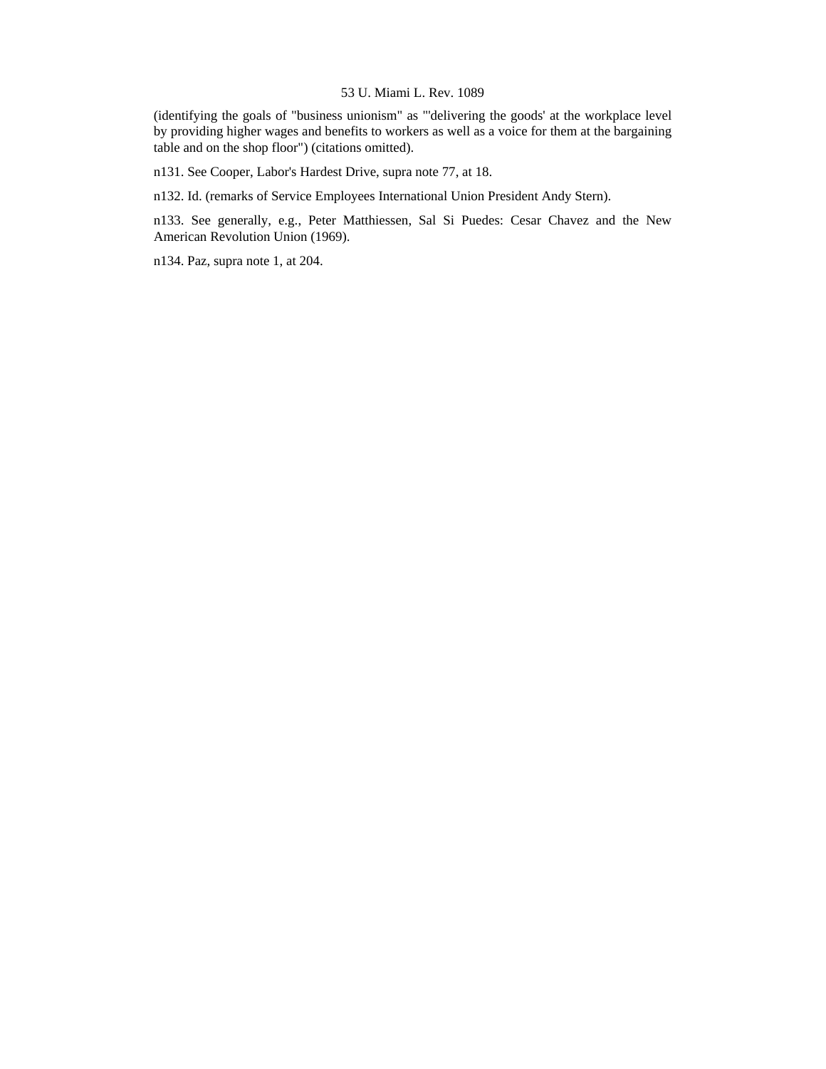(identifying the goals of "business unionism" as "'delivering the goods' at the workplace level by providing higher wages and benefits to workers as well as a voice for them at the bargaining table and on the shop floor") (citations omitted).

n131. See Cooper, Labor's Hardest Drive, supra note 77, at 18.

n132. Id. (remarks of Service Employees International Union President Andy Stern).

n133. See generally, e.g., Peter Matthiessen, Sal Si Puedes: Cesar Chavez and the New American Revolution Union (1969).

n134. Paz, supra note 1, at 204.